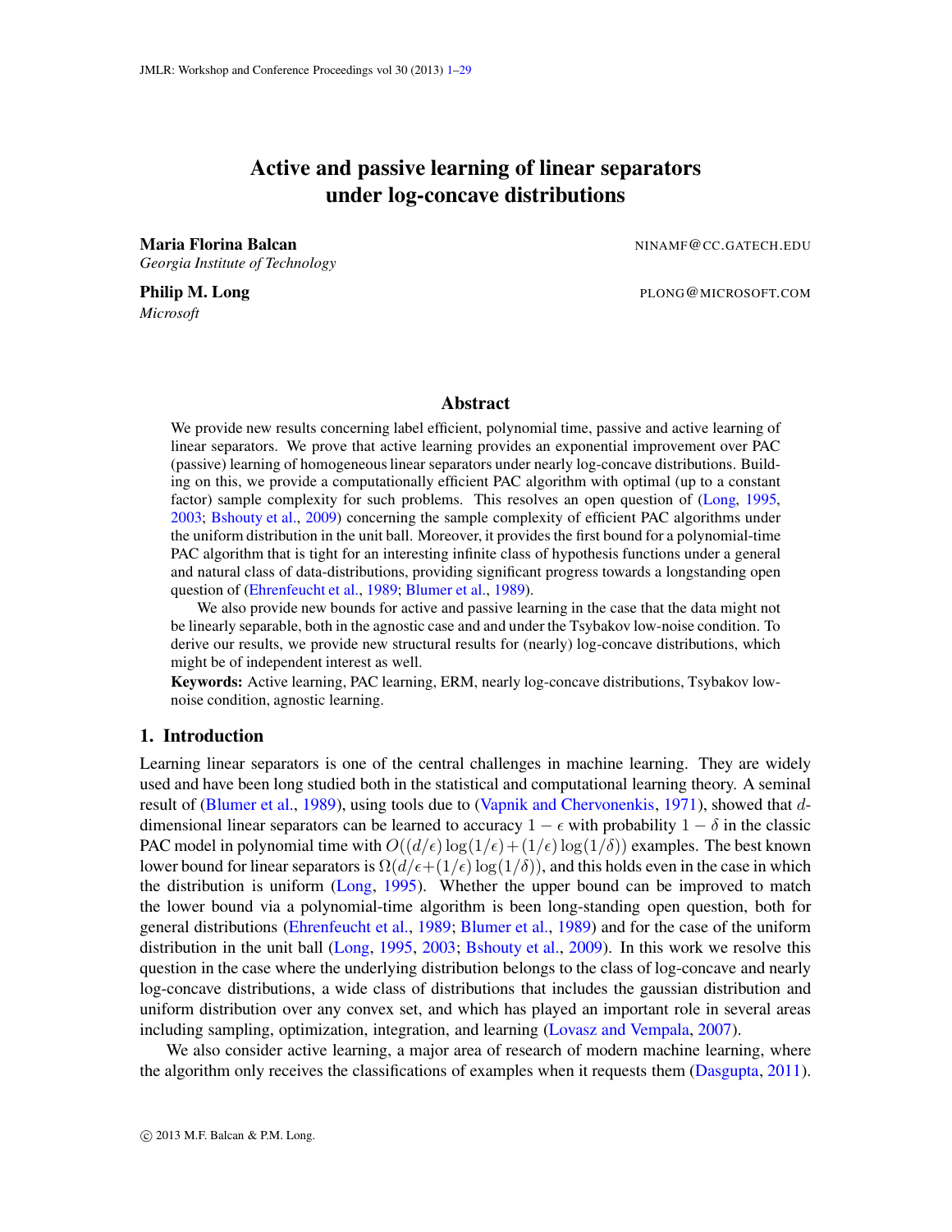# Active and passive learning of linear separators under log-concave distributions

**Maria Florina Balcan** NINAMF@CC.GATECH.EDU
*Georgia Institute of Technology*

**Philip M. Long** PLONG@MICROSOFT.COM
*Microsoft*

## Abstract

We provide new results concerning label efficient, polynomial time, passive and active learning of linear separators. We prove that active learning provides an exponential improvement over PAC (passive) learning of homogeneous linear separators under nearly log-concave distributions. Building on this, we provide a computationally efficient PAC algorithm with optimal (up to a constant factor) sample complexity for such problems. This resolves an open question of (Long, 1995, 2003; Bshouty et al., 2009) concerning the sample complexity of efficient PAC algorithms under the uniform distribution in the unit ball. Moreover, it provides the first bound for a polynomial-time PAC algorithm that is tight for an interesting infinite class of hypothesis functions under a general and natural class of data-distributions, providing significant progress towards a longstanding open question of (Ehrenfeucht et al., 1989; Blumer et al., 1989).

We also provide new bounds for active and passive learning in the case that the data might not be linearly separable, both in the agnostic case and and under the Tsybakov low-noise condition. To derive our results, we provide new structural results for (nearly) log-concave distributions, which might be of independent interest as well.

**Keywords:** Active learning, PAC learning, ERM, nearly log-concave distributions, Tsybakov low-noise condition, agnostic learning.

## 1. Introduction

Learning linear separators is one of the central challenges in machine learning. They are widely used and have been long studied both in the statistical and computational learning theory. A seminal result of (Blumer et al., 1989), using tools due to (Vapnik and Chervonenkis, 1971), showed that $d$-dimensional linear separators can be learned to accuracy $1-\epsilon$ with probability $1-\delta$ in the classic PAC model in polynomial time with $O((d/\epsilon)\log(1/\epsilon)+(1/\epsilon)\log(1/\delta))$ examples. The best known lower bound for linear separators is $\Omega(d/\epsilon+(1/\epsilon)\log(1/\delta))$, and this holds even in the case in which the distribution is uniform (Long, 1995). Whether the upper bound can be improved to match the lower bound via a polynomial-time algorithm is been long-standing open question, both for general distributions (Ehrenfeucht et al., 1989; Blumer et al., 1989) and for the case of the uniform distribution in the unit ball (Long, 1995, 2003; Bshouty et al., 2009). In this work we resolve this question in the case where the underlying distribution belongs to the class of log-concave and nearly log-concave distributions, a wide class of distributions that includes the gaussian distribution and uniform distribution over any convex set, and which has played an important role in several areas including sampling, optimization, integration, and learning (Lovasz and Vempala, 2007).

We also consider active learning, a major area of research of modern machine learning, where the algorithm only receives the classifications of examples when it requests them (Dasgupta, 2011).

© 2013 M.F. Balcan & P.M. Long.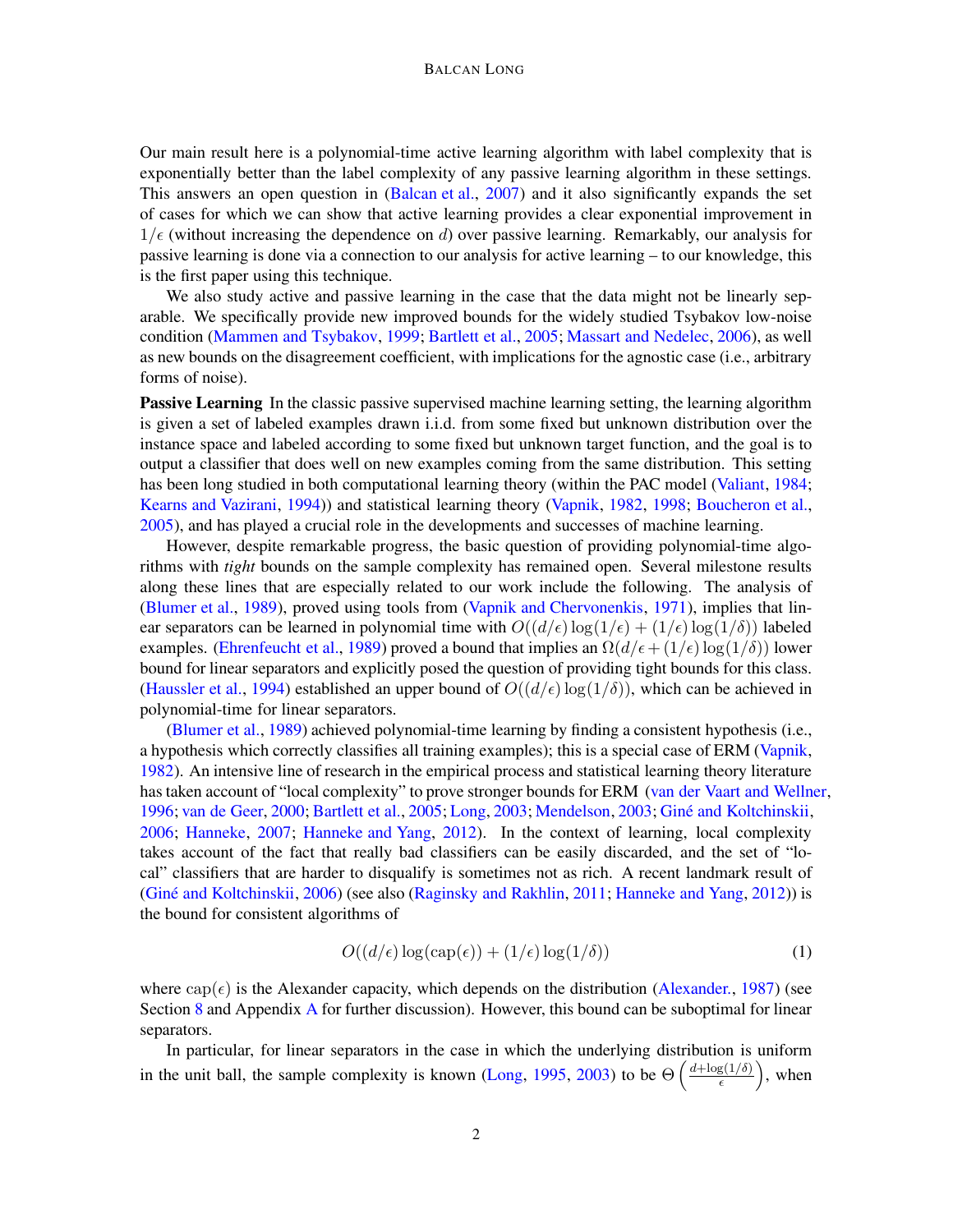Our main result here is a polynomial-time active learning algorithm with label complexity that is exponentially better than the label complexity of any passive learning algorithm in these settings. This answers an open question in (Balcan et al., 2007) and it also significantly expands the set of cases for which we can show that active learning provides a clear exponential improvement in $1/\epsilon$ (without increasing the dependence on $d$) over passive learning. Remarkably, our analysis for passive learning is done via a connection to our analysis for active learning – to our knowledge, this is the first paper using this technique.

We also study active and passive learning in the case that the data might not be linearly separable. We specifically provide new improved bounds for the widely studied Tsybakov low-noise condition (Mammen and Tsybakov, 1999; Bartlett et al., 2005; Massart and Nedelec, 2006), as well as new bounds on the disagreement coefficient, with implications for the agnostic case (i.e., arbitrary forms of noise).

**Passive Learning** In the classic passive supervised machine learning setting, the learning algorithm is given a set of labeled examples drawn i.i.d. from some fixed but unknown distribution over the instance space and labeled according to some fixed but unknown target function, and the goal is to output a classifier that does well on new examples coming from the same distribution. This setting has been long studied in both computational learning theory (within the PAC model (Valiant, 1984; Kearns and Vazirani, 1994)) and statistical learning theory (Vapnik, 1982, 1998; Boucheron et al., 2005), and has played a crucial role in the developments and successes of machine learning.

However, despite remarkable progress, the basic question of providing polynomial-time algorithms with *tight* bounds on the sample complexity has remained open. Several milestone results along these lines that are especially related to our work include the following. The analysis of (Blumer et al., 1989), proved using tools from (Vapnik and Chervonenkis, 1971), implies that linear separators can be learned in polynomial time with $O((d/\epsilon)\log(1/\epsilon) + (1/\epsilon)\log(1/\delta))$ labeled examples. (Ehrenfeucht et al., 1989) proved a bound that implies an $\Omega(d/\epsilon + (1/\epsilon)\log(1/\delta))$ lower bound for linear separators and explicitly posed the question of providing tight bounds for this class. (Haussler et al., 1994) established an upper bound of $O((d/\epsilon)\log(1/\delta))$, which can be achieved in polynomial-time for linear separators.

(Blumer et al., 1989) achieved polynomial-time learning by finding a consistent hypothesis (i.e., a hypothesis which correctly classifies all training examples); this is a special case of ERM (Vapnik, 1982). An intensive line of research in the empirical process and statistical learning theory literature has taken account of "local complexity" to prove stronger bounds for ERM (van der Vaart and Wellner, 1996; van de Geer, 2000; Bartlett et al., 2005; Long, 2003; Mendelson, 2003; Giné and Koltchinskii, 2006; Hanneke, 2007; Hanneke and Yang, 2012). In the context of learning, local complexity takes account of the fact that really bad classifiers can be easily discarded, and the set of "local" classifiers that are harder to disqualify is sometimes not as rich. A recent landmark result of (Giné and Koltchinskii, 2006) (see also (Raginsky and Rakhlin, 2011; Hanneke and Yang, 2012)) is the bound for consistent algorithms of

$$O((d/\epsilon)\log(\mathrm{cap}(\epsilon)) + (1/\epsilon)\log(1/\delta)) \tag{1}$$

where $\mathrm{cap}(\epsilon)$ is the Alexander capacity, which depends on the distribution (Alexander., 1987) (see Section 8 and Appendix A for further discussion). However, this bound can be suboptimal for linear separators.

In particular, for linear separators in the case in which the underlying distribution is uniform in the unit ball, the sample complexity is known (Long, 1995, 2003) to be $\Theta\left(\frac{d+\log(1/\delta)}{\epsilon}\right)$, when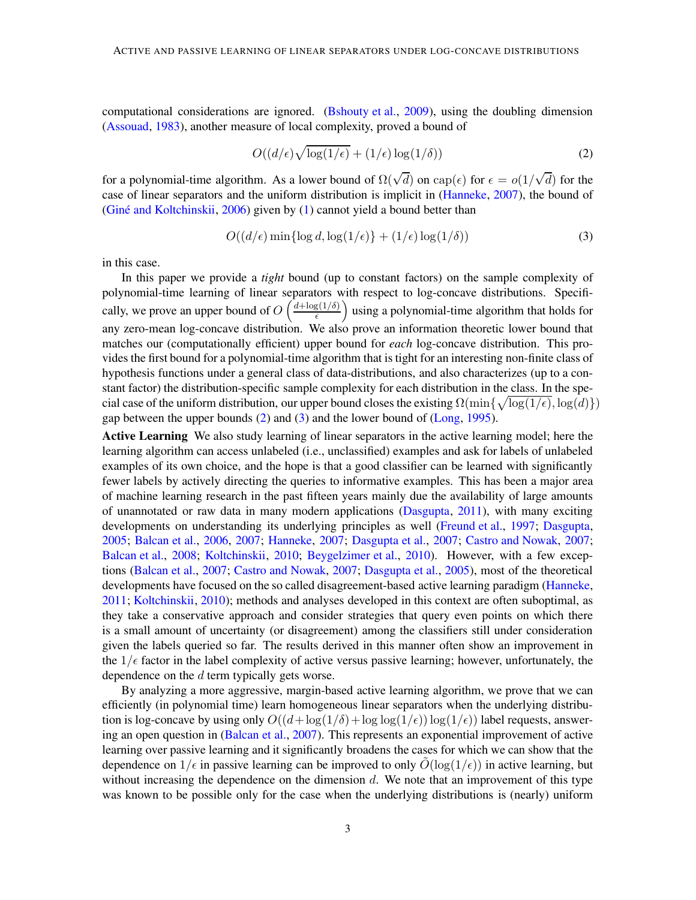computational considerations are ignored. (Bshouty et al., 2009), using the doubling dimension (Assouad, 1983), another measure of local complexity, proved a bound of

$$O((d/\epsilon)\sqrt{\log(1/\epsilon)} + (1/\epsilon)\log(1/\delta)) \tag{2}$$

for a polynomial-time algorithm. As a lower bound of $\Omega(\sqrt{d})$ on $\text{cap}(\epsilon)$ for $\epsilon = o(1/\sqrt{d})$ for the case of linear separators and the uniform distribution is implicit in (Hanneke, 2007), the bound of (Giné and Koltchinskii, 2006) given by (1) cannot yield a bound better than

$$O((d/\epsilon)\min\{\log d, \log(1/\epsilon)\} + (1/\epsilon)\log(1/\delta)) \tag{3}$$

in this case.

In this paper we provide a *tight* bound (up to constant factors) on the sample complexity of polynomial-time learning of linear separators with respect to log-concave distributions. Specifically, we prove an upper bound of $O\left(\frac{d+\log(1/\delta)}{\epsilon}\right)$ using a polynomial-time algorithm that holds for any zero-mean log-concave distribution. We also prove an information theoretic lower bound that matches our (computationally efficient) upper bound for *each* log-concave distribution. This provides the first bound for a polynomial-time algorithm that is tight for an interesting non-finite class of hypothesis functions under a general class of data-distributions, and also characterizes (up to a constant factor) the distribution-specific sample complexity for each distribution in the class. In the special case of the uniform distribution, our upper bound closes the existing $\Omega(\min\{\sqrt{\log(1/\epsilon)}, \log(d)\})$ gap between the upper bounds (2) and (3) and the lower bound of (Long, 1995).

**Active Learning** We also study learning of linear separators in the active learning model; here the learning algorithm can access unlabeled (i.e., unclassified) examples and ask for labels of unlabeled examples of its own choice, and the hope is that a good classifier can be learned with significantly fewer labels by actively directing the queries to informative examples. This has been a major area of machine learning research in the past fifteen years mainly due the availability of large amounts of unannotated or raw data in many modern applications (Dasgupta, 2011), with many exciting developments on understanding its underlying principles as well (Freund et al., 1997; Dasgupta, 2005; Balcan et al., 2006, 2007; Hanneke, 2007; Dasgupta et al., 2007; Castro and Nowak, 2007; Balcan et al., 2008; Koltchinskii, 2010; Beygelzimer et al., 2010). However, with a few exceptions (Balcan et al., 2007; Castro and Nowak, 2007; Dasgupta et al., 2005), most of the theoretical developments have focused on the so called disagreement-based active learning paradigm (Hanneke, 2011; Koltchinskii, 2010); methods and analyses developed in this context are often suboptimal, as they take a conservative approach and consider strategies that query even points on which there is a small amount of uncertainty (or disagreement) among the classifiers still under consideration given the labels queried so far. The results derived in this manner often show an improvement in the $1/\epsilon$ factor in the label complexity of active versus passive learning; however, unfortunately, the dependence on the $d$ term typically gets worse.

By analyzing a more aggressive, margin-based active learning algorithm, we prove that we can efficiently (in polynomial time) learn homogeneous linear separators when the underlying distribution is log-concave by using only $O((d + \log(1/\delta) + \log\log(1/\epsilon))\log(1/\epsilon))$ label requests, answering an open question in (Balcan et al., 2007). This represents an exponential improvement of active learning over passive learning and it significantly broadens the cases for which we can show that the dependence on $1/\epsilon$ in passive learning can be improved to only $\tilde{O}(\log(1/\epsilon))$ in active learning, but without increasing the dependence on the dimension $d$. We note that an improvement of this type was known to be possible only for the case when the underlying distributions is (nearly) uniform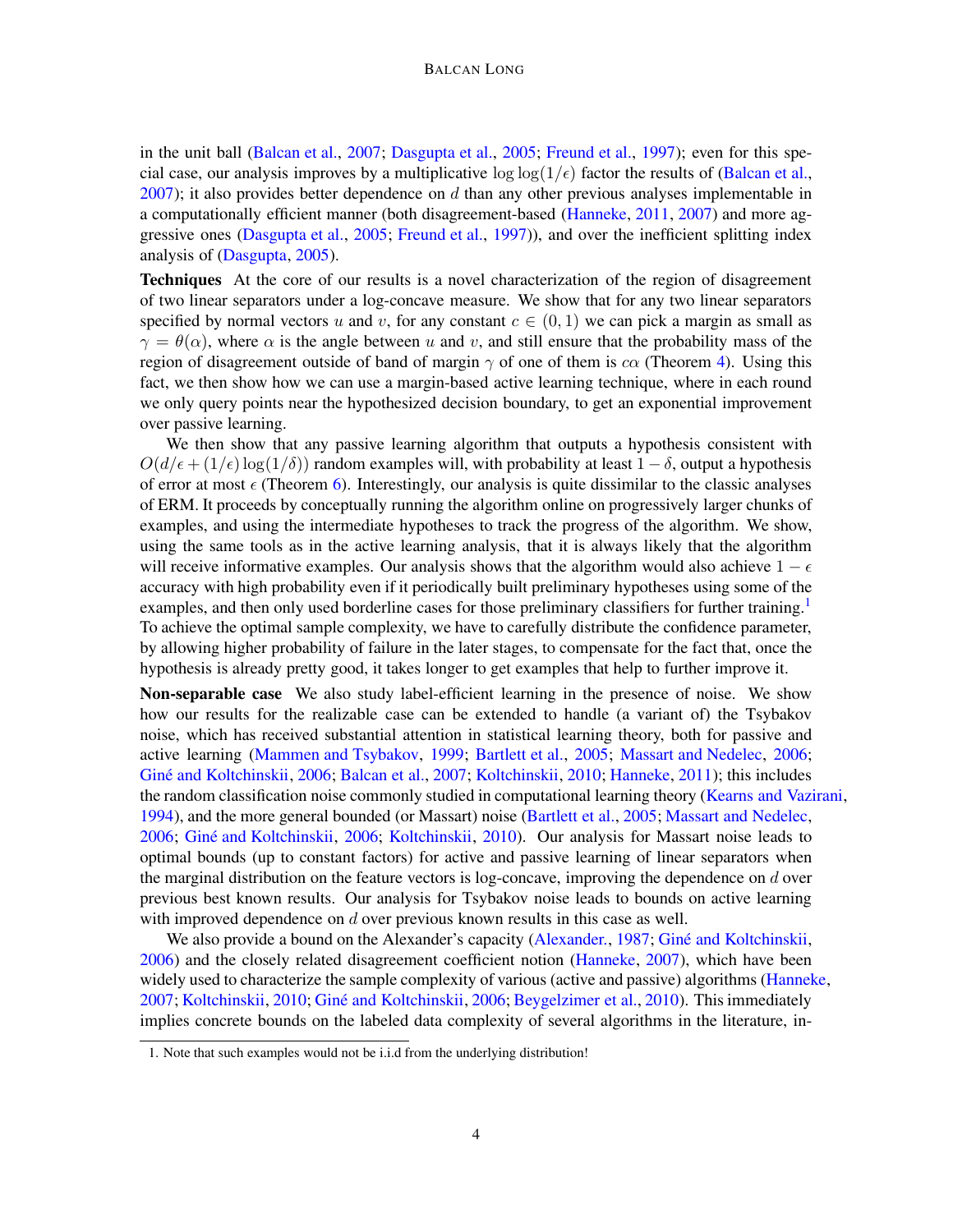in the unit ball (Balcan et al., 2007; Dasgupta et al., 2005; Freund et al., 1997); even for this special case, our analysis improves by a multiplicative $\log \log(1/\epsilon)$ factor the results of (Balcan et al., 2007); it also provides better dependence on $d$ than any other previous analyses implementable in a computationally efficient manner (both disagreement-based (Hanneke, 2011, 2007) and more aggressive ones (Dasgupta et al., 2005; Freund et al., 1997)), and over the inefficient splitting index analysis of (Dasgupta, 2005).

**Techniques** At the core of our results is a novel characterization of the region of disagreement of two linear separators under a log-concave measure. We show that for any two linear separators specified by normal vectors $u$ and $v$, for any constant $c \in (0, 1)$ we can pick a margin as small as $\gamma = \theta(\alpha)$, where $\alpha$ is the angle between $u$ and $v$, and still ensure that the probability mass of the region of disagreement outside of band of margin $\gamma$ of one of them is $c\alpha$ (Theorem 4). Using this fact, we then show how we can use a margin-based active learning technique, where in each round we only query points near the hypothesized decision boundary, to get an exponential improvement over passive learning.

We then show that any passive learning algorithm that outputs a hypothesis consistent with $O(d/\epsilon + (1/\epsilon) \log(1/\delta))$ random examples will, with probability at least $1 - \delta$, output a hypothesis of error at most $\epsilon$ (Theorem 6). Interestingly, our analysis is quite dissimilar to the classic analyses of ERM. It proceeds by conceptually running the algorithm online on progressively larger chunks of examples, and using the intermediate hypotheses to track the progress of the algorithm. We show, using the same tools as in the active learning analysis, that it is always likely that the algorithm will receive informative examples. Our analysis shows that the algorithm would also achieve $1 - \epsilon$ accuracy with high probability even if it periodically built preliminary hypotheses using some of the examples, and then only used borderline cases for those preliminary classifiers for further training.[1] To achieve the optimal sample complexity, we have to carefully distribute the confidence parameter, by allowing higher probability of failure in the later stages, to compensate for the fact that, once the hypothesis is already pretty good, it takes longer to get examples that help to further improve it.

**Non-separable case** We also study label-efficient learning in the presence of noise. We show how our results for the realizable case can be extended to handle (a variant of) the Tsybakov noise, which has received substantial attention in statistical learning theory, both for passive and active learning (Mammen and Tsybakov, 1999; Bartlett et al., 2005; Massart and Nedelec, 2006; Giné and Koltchinskii, 2006; Balcan et al., 2007; Koltchinskii, 2010; Hanneke, 2011); this includes the random classification noise commonly studied in computational learning theory (Kearns and Vazirani, 1994), and the more general bounded (or Massart) noise (Bartlett et al., 2005; Massart and Nedelec, 2006; Giné and Koltchinskii, 2006; Koltchinskii, 2010). Our analysis for Massart noise leads to optimal bounds (up to constant factors) for active and passive learning of linear separators when the marginal distribution on the feature vectors is log-concave, improving the dependence on $d$ over previous best known results. Our analysis for Tsybakov noise leads to bounds on active learning with improved dependence on $d$ over previous known results in this case as well.

We also provide a bound on the Alexander's capacity (Alexander., 1987; Giné and Koltchinskii, 2006) and the closely related disagreement coefficient notion (Hanneke, 2007), which have been widely used to characterize the sample complexity of various (active and passive) algorithms (Hanneke, 2007; Koltchinskii, 2010; Giné and Koltchinskii, 2006; Beygelzimer et al., 2010). This immediately implies concrete bounds on the labeled data complexity of several algorithms in the literature, in-

1. Note that such examples would not be i.i.d from the underlying distribution!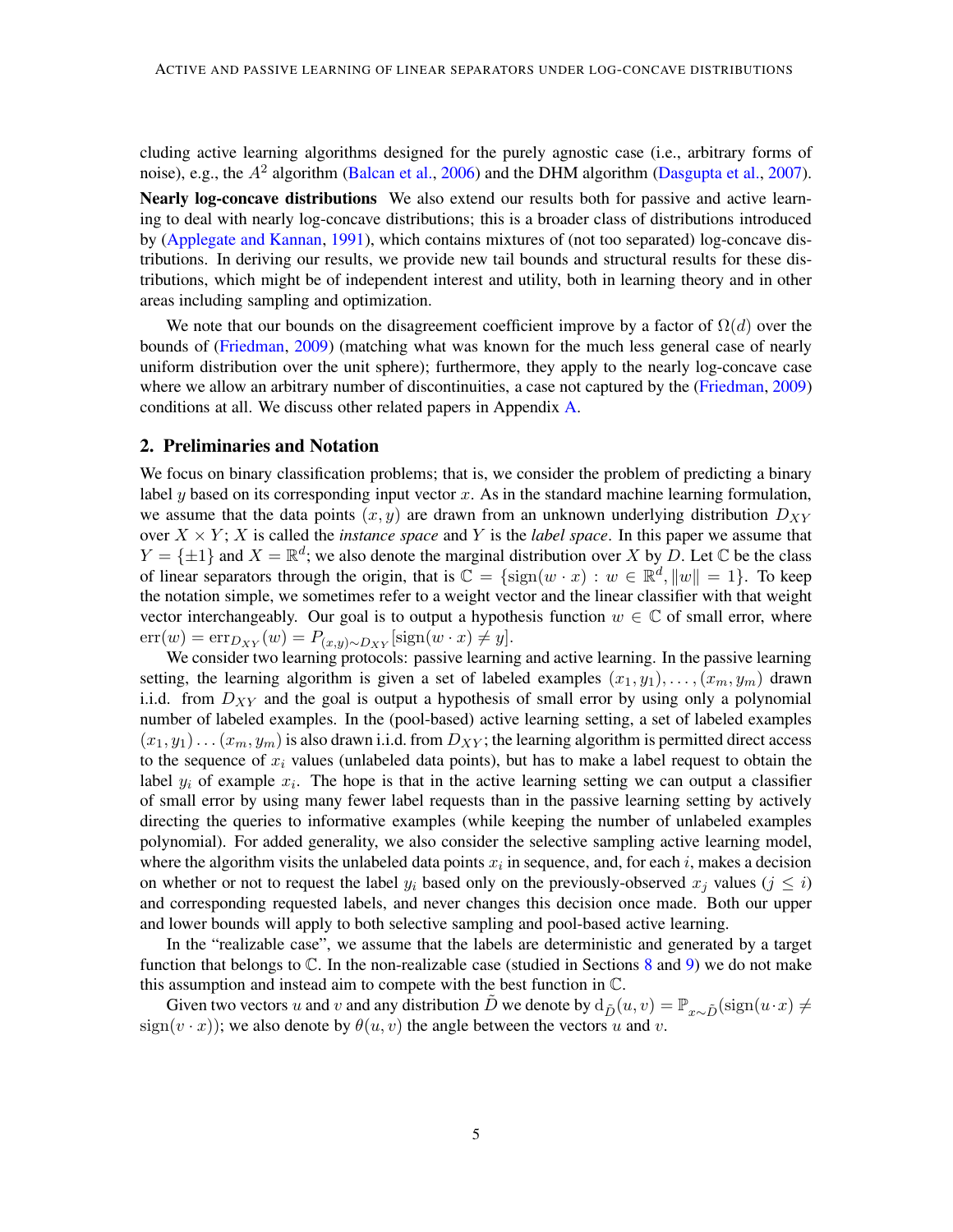cluding active learning algorithms designed for the purely agnostic case (i.e., arbitrary forms of noise), e.g., the $A^2$ algorithm (Balcan et al., 2006) and the DHM algorithm (Dasgupta et al., 2007).

**Nearly log-concave distributions** We also extend our results both for passive and active learning to deal with nearly log-concave distributions; this is a broader class of distributions introduced by (Applegate and Kannan, 1991), which contains mixtures of (not too separated) log-concave distributions. In deriving our results, we provide new tail bounds and structural results for these distributions, which might be of independent interest and utility, both in learning theory and in other areas including sampling and optimization.

We note that our bounds on the disagreement coefficient improve by a factor of $\Omega(d)$ over the bounds of (Friedman, 2009) (matching what was known for the much less general case of nearly uniform distribution over the unit sphere); furthermore, they apply to the nearly log-concave case where we allow an arbitrary number of discontinuities, a case not captured by the (Friedman, 2009) conditions at all. We discuss other related papers in Appendix A.

## 2. Preliminaries and Notation

We focus on binary classification problems; that is, we consider the problem of predicting a binary label $y$ based on its corresponding input vector $x$. As in the standard machine learning formulation, we assume that the data points $(x, y)$ are drawn from an unknown underlying distribution $D_{XY}$ over $X \times Y$; $X$ is called the *instance space* and $Y$ is the *label space*. In this paper we assume that $Y = \{\pm 1\}$ and $X = \mathbb{R}^d$; we also denote the marginal distribution over $X$ by $D$. Let $\mathbb{C}$ be the class of linear separators through the origin, that is $\mathbb{C} = \{\mathrm{sign}(w \cdot x) : w \in \mathbb{R}^d, \|w\| = 1\}$. To keep the notation simple, we sometimes refer to a weight vector and the linear classifier with that weight vector interchangeably. Our goal is to output a hypothesis function $w \in \mathbb{C}$ of small error, where $\mathrm{err}(w) = \mathrm{err}_{D_{XY}}(w) = P_{(x,y) \sim D_{XY}}[\mathrm{sign}(w \cdot x) \neq y]$.

We consider two learning protocols: passive learning and active learning. In the passive learning setting, the learning algorithm is given a set of labeled examples $(x_1, y_1), \ldots, (x_m, y_m)$ drawn i.i.d. from $D_{XY}$ and the goal is output a hypothesis of small error by using only a polynomial number of labeled examples. In the (pool-based) active learning setting, a set of labeled examples $(x_1, y_1) \ldots (x_m, y_m)$ is also drawn i.i.d. from $D_{XY}$; the learning algorithm is permitted direct access to the sequence of $x_i$ values (unlabeled data points), but has to make a label request to obtain the label $y_i$ of example $x_i$. The hope is that in the active learning setting we can output a classifier of small error by using many fewer label requests than in the passive learning setting by actively directing the queries to informative examples (while keeping the number of unlabeled examples polynomial). For added generality, we also consider the selective sampling active learning model, where the algorithm visits the unlabeled data points $x_i$ in sequence, and, for each $i$, makes a decision on whether or not to request the label $y_i$ based only on the previously-observed $x_j$ values ($j \leq i$) and corresponding requested labels, and never changes this decision once made. Both our upper and lower bounds will apply to both selective sampling and pool-based active learning.

In the "realizable case", we assume that the labels are deterministic and generated by a target function that belongs to $\mathbb{C}$. In the non-realizable case (studied in Sections 8 and 9) we do not make this assumption and instead aim to compete with the best function in $\mathbb{C}$.

Given two vectors $u$ and $v$ and any distribution $\tilde{D}$ we denote by $\mathrm{d}_{\tilde{D}}(u, v) = \mathbb{P}_{x \sim \tilde{D}}(\mathrm{sign}(u \cdot x) \neq \mathrm{sign}(v \cdot x))$; we also denote by $\theta(u, v)$ the angle between the vectors $u$ and $v$.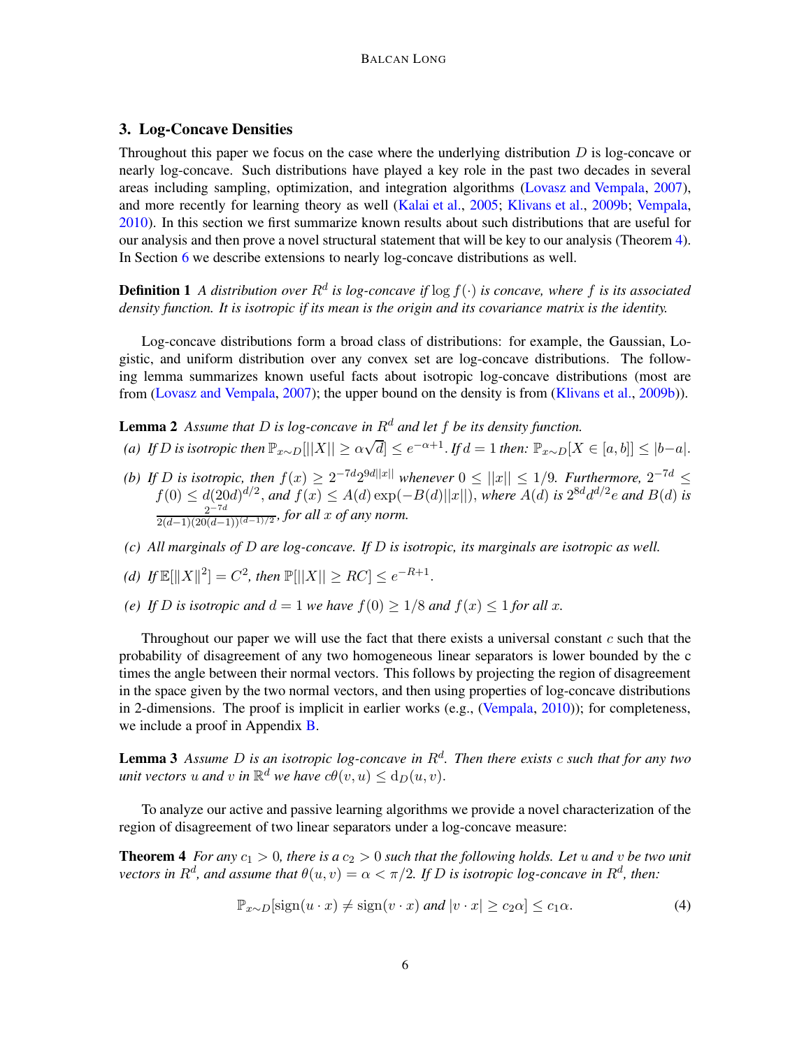## 3. Log-Concave Densities

Throughout this paper we focus on the case where the underlying distribution $D$ is log-concave or nearly log-concave. Such distributions have played a key role in the past two decades in several areas including sampling, optimization, and integration algorithms (Lovasz and Vempala, 2007), and more recently for learning theory as well (Kalai et al., 2005; Klivans et al., 2009b; Vempala, 2010). In this section we first summarize known results about such distributions that are useful for our analysis and then prove a novel structural statement that will be key to our analysis (Theorem 4). In Section 6 we describe extensions to nearly log-concave distributions as well.

**Definition 1** *A distribution over $R^d$ is log-concave if $\log f(\cdot)$ is concave, where $f$ is its associated density function. It is isotropic if its mean is the origin and its covariance matrix is the identity.*

Log-concave distributions form a broad class of distributions: for example, the Gaussian, Logistic, and uniform distribution over any convex set are log-concave distributions. The following lemma summarizes known useful facts about isotropic log-concave distributions (most are from (Lovasz and Vempala, 2007); the upper bound on the density is from (Klivans et al., 2009b)).

**Lemma 2** *Assume that $D$ is log-concave in $R^d$ and let $f$ be its density function.*

*(a) If $D$ is isotropic then $\mathbb{P}_{x \sim D}[||X|| \geq \alpha\sqrt{d}] \leq e^{-\alpha+1}$. If $d = 1$ then: $\mathbb{P}_{x \sim D}[X \in [a, b]] \leq |b-a|$.*

*(b) If $D$ is isotropic, then $f(x) \geq 2^{-7d} 2^{9d||x||}$ whenever $0 \leq ||x|| \leq 1/9$. Furthermore, $2^{-7d} \leq f(0) \leq d(20d)^{d/2}$, and $f(x) \leq A(d) \exp(-B(d)||x||)$, where $A(d)$ is $2^{8d} d^{d/2} e$ and $B(d)$ is $\frac{2^{-7d}}{2(d-1)(20(d-1))^{(d-1)/2}}$, for all $x$ of any norm.*

*(c) All marginals of $D$ are log-concave. If $D$ is isotropic, its marginals are isotropic as well.*

*(d) If $\mathbb{E}[\|X\|^2] = C^2$, then $\mathbb{P}[||X|| \geq RC] \leq e^{-R+1}$.*

*(e) If $D$ is isotropic and $d = 1$ we have $f(0) \geq 1/8$ and $f(x) \leq 1$ for all $x$.*

Throughout our paper we will use the fact that there exists a universal constant $c$ such that the probability of disagreement of any two homogeneous linear separators is lower bounded by the c times the angle between their normal vectors. This follows by projecting the region of disagreement in the space given by the two normal vectors, and then using properties of log-concave distributions in 2-dimensions. The proof is implicit in earlier works (e.g., (Vempala, 2010)); for completeness, we include a proof in Appendix B.

**Lemma 3** *Assume $D$ is an isotropic log-concave in $R^d$. Then there exists $c$ such that for any two unit vectors $u$ and $v$ in $\mathbb{R}^d$ we have $c\theta(v, u) \leq \mathrm{d}_D(u, v)$.*

To analyze our active and passive learning algorithms we provide a novel characterization of the region of disagreement of two linear separators under a log-concave measure:

**Theorem 4** *For any $c_1 > 0$, there is a $c_2 > 0$ such that the following holds. Let $u$ and $v$ be two unit vectors in $R^d$, and assume that $\theta(u, v) = \alpha < \pi/2$. If $D$ is isotropic log-concave in $R^d$, then:*

$$\mathbb{P}_{x \sim D}[\mathrm{sign}(u \cdot x) \neq \mathrm{sign}(v \cdot x) \text{ and } |v \cdot x| \geq c_2 \alpha] \leq c_1 \alpha. \tag{4}$$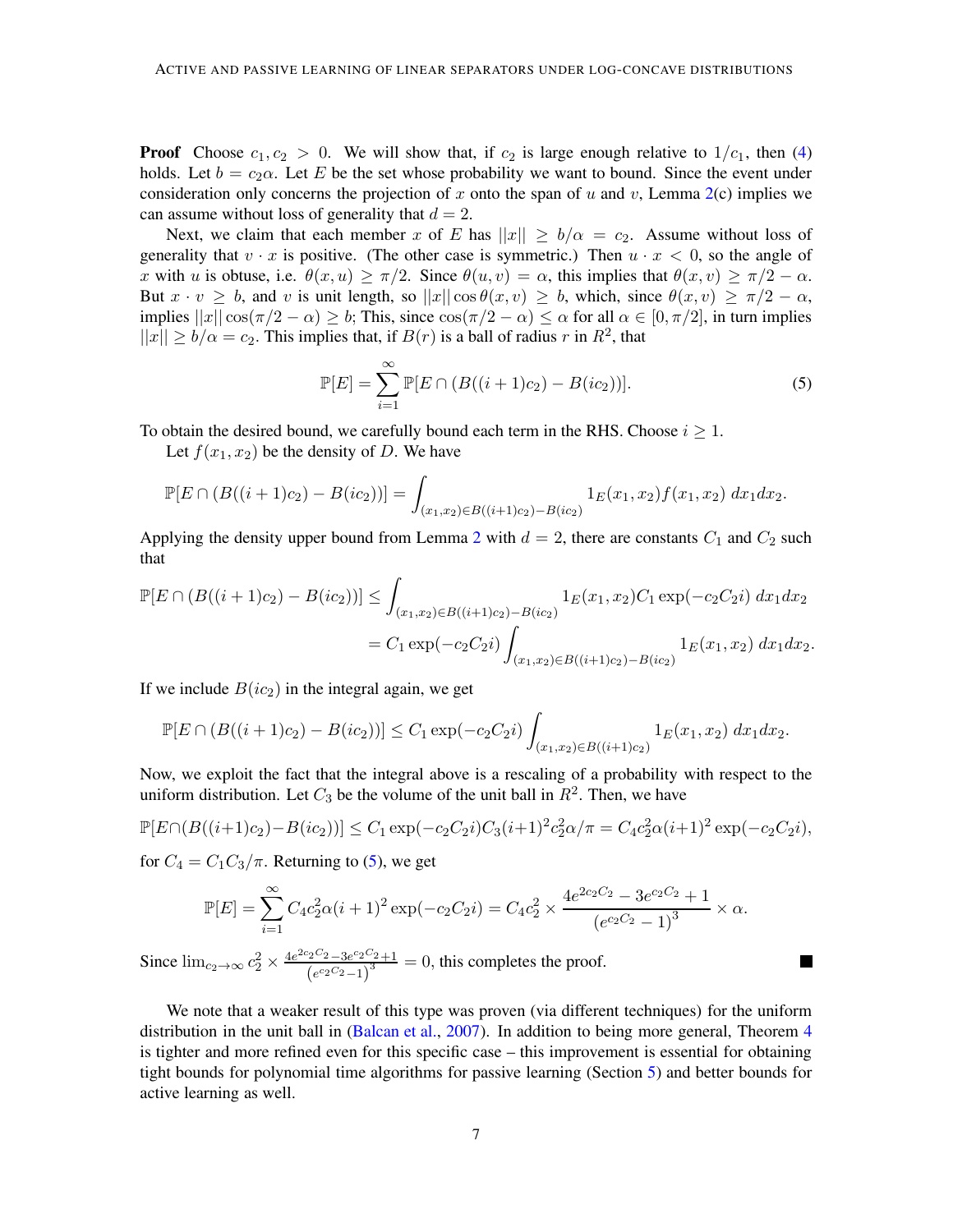**Proof** Choose $c_1, c_2 > 0$. We will show that, if $c_2$ is large enough relative to $1/c_1$, then (4) holds. Let $b = c_2\alpha$. Let $E$ be the set whose probability we want to bound. Since the event under consideration only concerns the projection of $x$ onto the span of $u$ and $v$, Lemma 2(c) implies we can assume without loss of generality that $d = 2$.

Next, we claim that each member $x$ of $E$ has $||x|| \geq b/\alpha = c_2$. Assume without loss of generality that $v \cdot x$ is positive. (The other case is symmetric.) Then $u \cdot x < 0$, so the angle of $x$ with $u$ is obtuse, i.e. $\theta(x, u) \geq \pi/2$. Since $\theta(u, v) = \alpha$, this implies that $\theta(x, v) \geq \pi/2 - \alpha$. But $x \cdot v \geq b$, and $v$ is unit length, so $||x|| \cos\theta(x, v) \geq b$, which, since $\theta(x, v) \geq \pi/2 - \alpha$, implies $||x|| \cos(\pi/2 - \alpha) \geq b$; This, since $\cos(\pi/2 - \alpha) \leq \alpha$ for all $\alpha \in [0, \pi/2]$, in turn implies $||x|| \geq b/\alpha = c_2$. This implies that, if $B(r)$ is a ball of radius $r$ in $R^2$, that

$$\mathbb{P}[E] = \sum_{i=1}^{\infty} \mathbb{P}[E \cap (B((i+1)c_2) - B(ic_2))]. \tag{5}$$

To obtain the desired bound, we carefully bound each term in the RHS. Choose $i \geq 1$.

Let $f(x_1, x_2)$ be the density of $D$. We have

$$\mathbb{P}[E \cap (B((i+1)c_2) - B(ic_2))] = \int_{(x_1,x_2) \in B((i+1)c_2) - B(ic_2)} 1_E(x_1, x_2) f(x_1, x_2) \; dx_1 dx_2.$$

Applying the density upper bound from Lemma 2 with $d = 2$, there are constants $C_1$ and $C_2$ such that

$$\begin{aligned}
\mathbb{P}[E \cap (B((i+1)c_2) - B(ic_2))] &\leq \int_{(x_1,x_2) \in B((i+1)c_2) - B(ic_2)} 1_E(x_1, x_2) C_1 \exp(-c_2 C_2 i) \; dx_1 dx_2 \\
&= C_1 \exp(-c_2 C_2 i) \int_{(x_1,x_2) \in B((i+1)c_2) - B(ic_2)} 1_E(x_1, x_2) \; dx_1 dx_2.
\end{aligned}$$

If we include $B(ic_2)$ in the integral again, we get

$$\mathbb{P}[E \cap (B((i+1)c_2) - B(ic_2))] \leq C_1 \exp(-c_2 C_2 i) \int_{(x_1,x_2) \in B((i+1)c_2)} 1_E(x_1, x_2) \; dx_1 dx_2.$$

Now, we exploit the fact that the integral above is a rescaling of a probability with respect to the uniform distribution. Let $C_3$ be the volume of the unit ball in $R^2$. Then, we have

$$\mathbb{P}[E \cap (B((i+1)c_2) - B(ic_2))] \leq C_1 \exp(-c_2 C_2 i) C_3 (i+1)^2 c_2^2 \alpha / \pi = C_4 c_2^2 \alpha (i+1)^2 \exp(-c_2 C_2 i),$$

for $C_4 = C_1 C_3 / \pi$. Returning to (5), we get

$$\mathbb{P}[E] = \sum_{i=1}^{\infty} C_4 c_2^2 \alpha (i+1)^2 \exp(-c_2 C_2 i) = C_4 c_2^2 \times \frac{4e^{2c_2 C_2} - 3e^{c_2 C_2} + 1}{\left(e^{c_2 C_2} - 1\right)^3} \times \alpha.$$

Since $\lim_{c_2 \to \infty} c_2^2 \times \frac{4e^{2c_2 C_2} - 3e^{c_2 C_2} + 1}{\left(e^{c_2 C_2} - 1\right)^3} = 0$, this completes the proof. ■

We note that a weaker result of this type was proven (via different techniques) for the uniform distribution in the unit ball in (Balcan et al., 2007). In addition to being more general, Theorem 4 is tighter and more refined even for this specific case – this improvement is essential for obtaining tight bounds for polynomial time algorithms for passive learning (Section 5) and better bounds for active learning as well.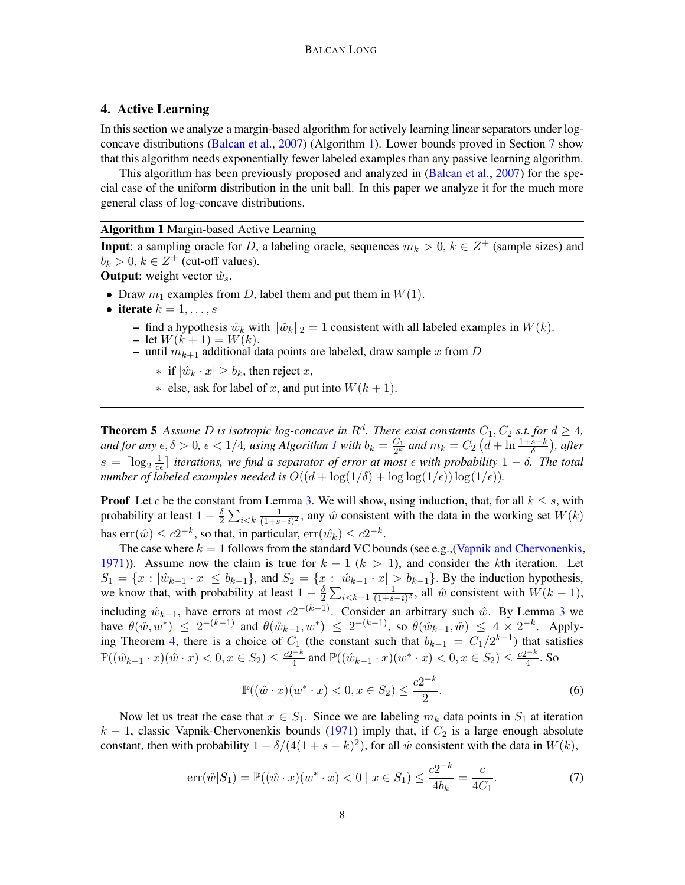## 4. Active Learning

In this section we analyze a margin-based algorithm for actively learning linear separators under log-concave distributions (Balcan et al., 2007) (Algorithm 1). Lower bounds proved in Section 7 show that this algorithm needs exponentially fewer labeled examples than any passive learning algorithm.

This algorithm has been previously proposed and analyzed in (Balcan et al., 2007) for the special case of the uniform distribution in the unit ball. In this paper we analyze it for the much more general class of log-concave distributions.

---

**Algorithm 1** Margin-based Active Learning

**Input**: a sampling oracle for $D$, a labeling oracle, sequences $m_k > 0$, $k \in Z^+$ (sample sizes) and $b_k > 0$, $k \in Z^+$ (cut-off values).

**Output**: weight vector $\hat{w}_s$.

- Draw $m_1$ examples from $D$, label them and put them in $W(1)$.
- **iterate** $k = 1, \ldots, s$
  - find a hypothesis $\hat{w}_k$ with $\|\hat{w}_k\|_2 = 1$ consistent with all labeled examples in $W(k)$.
  - let $W(k+1) = W(k)$.
  - until $m_{k+1}$ additional data points are labeled, draw sample $x$ from $D$
    - if $|\hat{w}_k \cdot x| \geq b_k$, then reject $x$,
    - else, ask for label of $x$, and put into $W(k+1)$.

---

**Theorem 5** *Assume $D$ is isotropic log-concave in $R^d$. There exist constants $C_1, C_2$ s.t. for $d \geq 4$, and for any $\epsilon, \delta > 0$, $\epsilon < 1/4$, using Algorithm 1 with $b_k = \frac{C_1}{2^k}$ and $m_k = C_2\left(d + \ln \frac{1+s-k}{\delta}\right)$, after $s = \lceil \log_2 \frac{1}{c\epsilon} \rceil$ iterations, we find a separator of error at most $\epsilon$ with probability $1 - \delta$. The total number of labeled examples needed is $O((d + \log(1/\delta) + \log\log(1/\epsilon))\log(1/\epsilon))$.*

**Proof** Let $c$ be the constant from Lemma 3. We will show, using induction, that, for all $k \leq s$, with probability at least $1 - \frac{\delta}{2}\sum_{i<k}\frac{1}{(1+s-i)^2}$, any $\hat{w}$ consistent with the data in the working set $W(k)$ has $\mathrm{err}(\hat{w}) \leq c2^{-k}$, so that, in particular, $\mathrm{err}(\hat{w}_k) \leq c2^{-k}$.

The case where $k = 1$ follows from the standard VC bounds (see e.g.,(Vapnik and Chervonenkis, 1971)). Assume now the claim is true for $k-1$ ($k > 1$), and consider the $k$th iteration. Let $S_1 = \{x : |\hat{w}_{k-1} \cdot x| \leq b_{k-1}\}$, and $S_2 = \{x : |\hat{w}_{k-1} \cdot x| > b_{k-1}\}$. By the induction hypothesis, we know that, with probability at least $1 - \frac{\delta}{2}\sum_{i<k-1}\frac{1}{(1+s-i)^2}$, all $\hat{w}$ consistent with $W(k-1)$, including $\hat{w}_{k-1}$, have errors at most $c2^{-(k-1)}$. Consider an arbitrary such $\hat{w}$. By Lemma 3 we have $\theta(\hat{w}, w^*) \leq 2^{-(k-1)}$ and $\theta(\hat{w}_{k-1}, w^*) \leq 2^{-(k-1)}$, so $\theta(\hat{w}_{k-1}, \hat{w}) \leq 4 \times 2^{-k}$. Applying Theorem 4, there is a choice of $C_1$ (the constant such that $b_{k-1} = C_1/2^{k-1}$) that satisfies $\mathbb{P}((\hat{w}_{k-1} \cdot x)(\hat{w} \cdot x) < 0, x \in S_2) \leq \frac{c2^{-k}}{4}$ and $\mathbb{P}((\hat{w}_{k-1} \cdot x)(w^* \cdot x) < 0, x \in S_2) \leq \frac{c2^{-k}}{4}$. So

$$\mathbb{P}((\hat{w} \cdot x)(w^* \cdot x) < 0, x \in S_2) \leq \frac{c2^{-k}}{2}. \tag{6}$$

Now let us treat the case that $x \in S_1$. Since we are labeling $m_k$ data points in $S_1$ at iteration $k-1$, classic Vapnik-Chervonenkis bounds (1971) imply that, if $C_2$ is a large enough absolute constant, then with probability $1 - \delta/(4(1+s-k)^2)$, for all $\hat{w}$ consistent with the data in $W(k)$,

$$\mathrm{err}(\hat{w}|S_1) = \mathbb{P}((\hat{w} \cdot x)(w^* \cdot x) < 0 \mid x \in S_1) \leq \frac{c2^{-k}}{4b_k} = \frac{c}{4C_1}. \tag{7}$$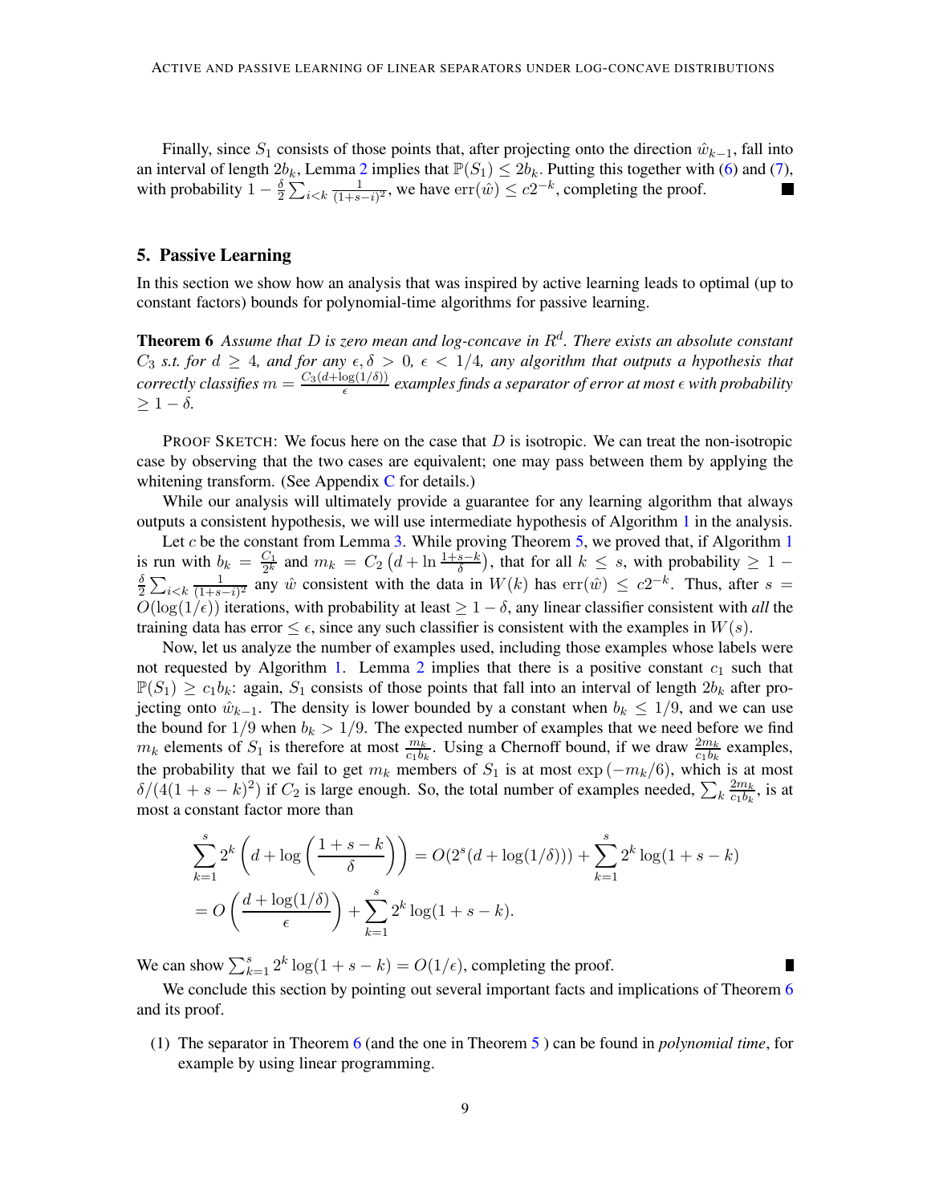Finally, since $S_1$ consists of those points that, after projecting onto the direction $\hat{w}_{k-1}$, fall into an interval of length $2b_k$, Lemma 2 implies that $\mathbb{P}(S_1) \leq 2b_k$. Putting this together with (6) and (7), with probability $1 - \frac{\delta}{2} \sum_{i<k} \frac{1}{(1+s-i)^2}$, we have $\mathrm{err}(\hat{w}) \leq c2^{-k}$, completing the proof. ■

## 5. Passive Learning

In this section we show how an analysis that was inspired by active learning leads to optimal (up to constant factors) bounds for polynomial-time algorithms for passive learning.

**Theorem 6** *Assume that $D$ is zero mean and log-concave in $R^d$. There exists an absolute constant $C_3$ s.t. for $d \geq 4$, and for any $\epsilon, \delta > 0$, $\epsilon < 1/4$, any algorithm that outputs a hypothesis that correctly classifies $m = \frac{C_3(d+\log(1/\delta))}{\epsilon}$ examples finds a separator of error at most $\epsilon$ with probability $\geq 1 - \delta$.*

PROOF SKETCH: We focus here on the case that $D$ is isotropic. We can treat the non-isotropic case by observing that the two cases are equivalent; one may pass between them by applying the whitening transform. (See Appendix C for details.)

While our analysis will ultimately provide a guarantee for any learning algorithm that always outputs a consistent hypothesis, we will use intermediate hypothesis of Algorithm 1 in the analysis.

Let $c$ be the constant from Lemma 3. While proving Theorem 5, we proved that, if Algorithm 1 is run with $b_k = \frac{C_1}{2^k}$ and $m_k = C_2 \left( d + \ln \frac{1+s-k}{\delta} \right)$, that for all $k \leq s$, with probability $\geq 1 - \frac{\delta}{2} \sum_{i<k} \frac{1}{(1+s-i)^2}$ any $\hat{w}$ consistent with the data in $W(k)$ has $\mathrm{err}(\hat{w}) \leq c2^{-k}$. Thus, after $s = O(\log(1/\epsilon))$ iterations, with probability at least $\geq 1 - \delta$, any linear classifier consistent with *all* the training data has error $\leq \epsilon$, since any such classifier is consistent with the examples in $W(s)$.

Now, let us analyze the number of examples used, including those examples whose labels were not requested by Algorithm 1. Lemma 2 implies that there is a positive constant $c_1$ such that $\mathbb{P}(S_1) \geq c_1 b_k$: again, $S_1$ consists of those points that fall into an interval of length $2b_k$ after projecting onto $\hat{w}_{k-1}$. The density is lower bounded by a constant when $b_k \leq 1/9$, and we can use the bound for $1/9$ when $b_k > 1/9$. The expected number of examples that we need before we find $m_k$ elements of $S_1$ is therefore at most $\frac{m_k}{c_1 b_k}$. Using a Chernoff bound, if we draw $\frac{2m_k}{c_1 b_k}$ examples, the probability that we fail to get $m_k$ members of $S_1$ is at most $\exp(-m_k/6)$, which is at most $\delta/(4(1+s-k)^2)$ if $C_2$ is large enough. So, the total number of examples needed, $\sum_k \frac{2m_k}{c_1 b_k}$, is at most a constant factor more than

$$
\begin{aligned}
\sum_{k=1}^{s} 2^k \left( d + \log \left( \frac{1+s-k}{\delta} \right) \right) &= O(2^s(d + \log(1/\delta))) + \sum_{k=1}^{s} 2^k \log(1+s-k) \\
&= O\left( \frac{d + \log(1/\delta)}{\epsilon} \right) + \sum_{k=1}^{s} 2^k \log(1+s-k).
\end{aligned}
$$

We can show $\sum_{k=1}^{s} 2^k \log(1+s-k) = O(1/\epsilon)$, completing the proof. ■

We conclude this section by pointing out several important facts and implications of Theorem 6 and its proof.

(1) The separator in Theorem 6 (and the one in Theorem 5 ) can be found in *polynomial time*, for example by using linear programming.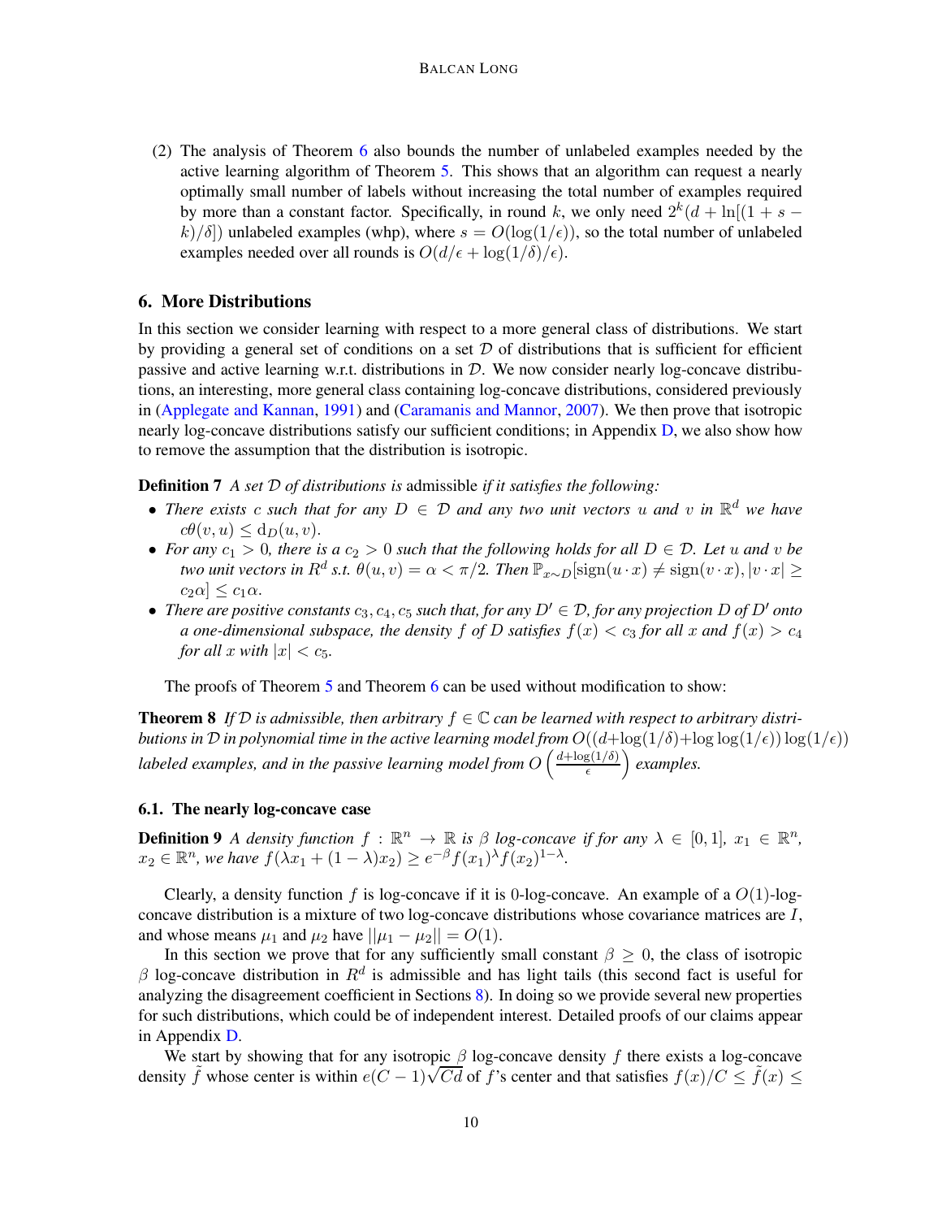(2) The analysis of Theorem 6 also bounds the number of unlabeled examples needed by the active learning algorithm of Theorem 5. This shows that an algorithm can request a nearly optimally small number of labels without increasing the total number of examples required by more than a constant factor. Specifically, in round $k$, we only need $2^k(d + \ln[(1 + s - k)/\delta])$ unlabeled examples (whp), where $s = O(\log(1/\epsilon))$, so the total number of unlabeled examples needed over all rounds is $O(d/\epsilon + \log(1/\delta)/\epsilon)$.

## 6. More Distributions

In this section we consider learning with respect to a more general class of distributions. We start by providing a general set of conditions on a set $\mathcal{D}$ of distributions that is sufficient for efficient passive and active learning w.r.t. distributions in $\mathcal{D}$. We now consider nearly log-concave distributions, an interesting, more general class containing log-concave distributions, considered previously in (Applegate and Kannan, 1991) and (Caramanis and Mannor, 2007). We then prove that isotropic nearly log-concave distributions satisfy our sufficient conditions; in Appendix D, we also show how to remove the assumption that the distribution is isotropic.

**Definition 7** *A set $\mathcal{D}$ of distributions is* admissible *if it satisfies the following:*

- *There exists $c$ such that for any $D \in \mathcal{D}$ and any two unit vectors $u$ and $v$ in $\mathbb{R}^d$ we have $c\theta(v, u) \leq \mathrm{d}_D(u, v)$.*
- *For any $c_1 > 0$, there is a $c_2 > 0$ such that the following holds for all $D \in \mathcal{D}$. Let $u$ and $v$ be two unit vectors in $R^d$ s.t. $\theta(u, v) = \alpha < \pi/2$. Then $\mathbb{P}_{x\sim D}[\mathrm{sign}(u \cdot x) \neq \mathrm{sign}(v \cdot x), |v \cdot x| \geq c_2\alpha] \leq c_1\alpha$.*
- *There are positive constants $c_3, c_4, c_5$ such that, for any $D' \in \mathcal{D}$, for any projection $D$ of $D'$ onto a one-dimensional subspace, the density $f$ of $D$ satisfies $f(x) < c_3$ for all $x$ and $f(x) > c_4$ for all $x$ with $|x| < c_5$.*

The proofs of Theorem 5 and Theorem 6 can be used without modification to show:

**Theorem 8** *If $\mathcal{D}$ is admissible, then arbitrary $f \in \mathbb{C}$ can be learned with respect to arbitrary distributions in $\mathcal{D}$ in polynomial time in the active learning model from $O((d + \log(1/\delta) + \log\log(1/\epsilon))\log(1/\epsilon))$ labeled examples, and in the passive learning model from $O\left(\frac{d+\log(1/\delta)}{\epsilon}\right)$ examples.*

### 6.1. The nearly log-concave case

**Definition 9** *A density function $f : \mathbb{R}^n \rightarrow \mathbb{R}$ is $\beta$ log-concave if for any $\lambda \in [0, 1]$, $x_1 \in \mathbb{R}^n$, $x_2 \in \mathbb{R}^n$, we have $f(\lambda x_1 + (1 - \lambda)x_2) \geq e^{-\beta} f(x_1)^\lambda f(x_2)^{1-\lambda}$.*

Clearly, a density function $f$ is log-concave if it is 0-log-concave. An example of a $O(1)$-log-concave distribution is a mixture of two log-concave distributions whose covariance matrices are $I$, and whose means $\mu_1$ and $\mu_2$ have $||\mu_1 - \mu_2|| = O(1)$.

In this section we prove that for any sufficiently small constant $\beta \geq 0$, the class of isotropic $\beta$ log-concave distribution in $R^d$ is admissible and has light tails (this second fact is useful for analyzing the disagreement coefficient in Sections 8). In doing so we provide several new properties for such distributions, which could be of independent interest. Detailed proofs of our claims appear in Appendix D.

We start by showing that for any isotropic $\beta$ log-concave density $f$ there exists a log-concave density $\tilde{f}$ whose center is within $e(C - 1)\sqrt{Cd}$ of $f$'s center and that satisfies $f(x)/C \leq \tilde{f}(x) \leq$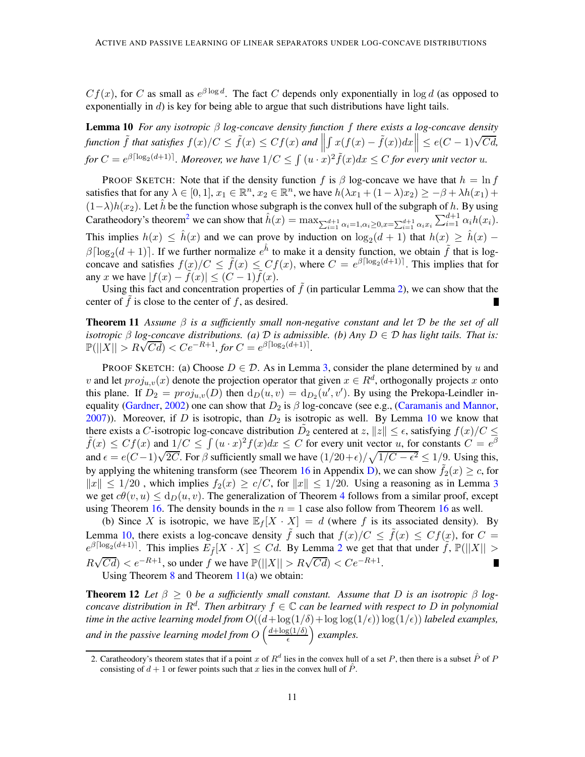$Cf(x)$, for $C$ as small as $e^{\beta \log d}$. The fact $C$ depends only exponentially in $\log d$ (as opposed to exponentially in $d$) is key for being able to argue that such distributions have light tails.

**Lemma 10** *For any isotropic $\beta$ log-concave density function $f$ there exists a log-concave density function $\tilde{f}$ that satisfies $f(x)/C \leq \tilde{f}(x) \leq Cf(x)$ and $\left\| \int x(f(x) - \tilde{f}(x))dx \right\| \leq e(C-1)\sqrt{Cd}$, for $C = e^{\beta \lceil \log_2(d+1) \rceil}$. Moreover, we have $1/C \leq \int (u \cdot x)^2 \tilde{f}(x)dx \leq C$ for every unit vector $u$.*

PROOF SKETCH: Note that if the density function $f$ is $\beta$ log-concave we have that $h = \ln f$ satisfies that for any $\lambda \in [0,1]$, $x_1 \in \mathbb{R}^n$, $x_2 \in \mathbb{R}^n$, we have $h(\lambda x_1 + (1-\lambda)x_2) \geq -\beta + \lambda h(x_1) + (1-\lambda)h(x_2)$. Let $\hat{h}$ be the function whose subgraph is the convex hull of the subgraph of $h$. By using Caratheodory's theorem[2] we can show that $\hat{h}(x) = \max_{\sum_{i=1}^{d+1} \alpha_i = 1, \alpha_i \geq 0, x = \sum_{i=1}^{d+1} \alpha_i x_i} \sum_{i=1}^{d+1} \alpha_i h(x_i)$. This implies $h(x) \leq \hat{h}(x)$ and we can prove by induction on $\log_2(d+1)$ that $h(x) \geq \hat{h}(x) - \beta \lceil \log_2(d+1) \rceil$. If we further normalize $e^{\hat{h}}$ to make it a density function, we obtain $\tilde{f}$ that is log-concave and satisfies $f(x)/C \leq \tilde{f}(x) \leq Cf(x)$, where $C = e^{\beta \lceil \log_2(d+1) \rceil}$. This implies that for any $x$ we have $|f(x) - \tilde{f}(x)| \leq (C-1)\tilde{f}(x)$.

Using this fact and concentration properties of $\tilde{f}$ (in particular Lemma 2), we can show that the center of $\tilde{f}$ is close to the center of $f$, as desired. ∎

**Theorem 11** *Assume $\beta$ is a sufficiently small non-negative constant and let $\mathcal{D}$ be the set of all isotropic $\beta$ log-concave distributions. (a) $\mathcal{D}$ is admissible. (b) Any $D \in \mathcal{D}$ has light tails. That is: $\mathbb{P}(||X|| > R\sqrt{Cd}) < Ce^{-R+1}$, for $C = e^{\beta \lceil \log_2(d+1) \rceil}$.*

PROOF SKETCH: (a) Choose $D \in \mathcal{D}$. As in Lemma 3, consider the plane determined by $u$ and $v$ and let $proj_{u,v}(x)$ denote the projection operator that given $x \in R^d$, orthogonally projects $x$ onto this plane. If $D_2 = proj_{u,v}(D)$ then $\mathrm{d}_D(u,v) = \mathrm{d}_{D_2}(u',v')$. By using the Prekopa-Leindler inequality (Gardner, 2002) one can show that $D_2$ is $\beta$ log-concave (see e.g., (Caramanis and Mannor, 2007)). Moreover, if $D$ is isotropic, than $D_2$ is isotropic as well. By Lemma 10 we know that there exists a $C$-isotropic log-concave distribution $\tilde{D}_2$ centered at $z$, $\|z\| \leq \epsilon$, satisfying $f(x)/C \leq \tilde{f}(x) \leq Cf(x)$ and $1/C \leq \int (u \cdot x)^2 f(x)dx \leq C$ for every unit vector $u$, for constants $C = e^{\beta}$ and $\epsilon = e(C-1)\sqrt{2C}$. For $\beta$ sufficiently small we have $(1/20+\epsilon)/\sqrt{1/C - \epsilon^2} \leq 1/9$. Using this, by applying the whitening transform (see Theorem 16 in Appendix D), we can show $\tilde{f}_2(x) \geq c$, for $\|x\| \leq 1/20$ , which implies $f_2(x) \geq c/C$, for $\|x\| \leq 1/20$. Using a reasoning as in Lemma 3 we get $c\theta(v,u) \leq \mathrm{d}_D(u,v)$. The generalization of Theorem 4 follows from a similar proof, except using Theorem 16. The density bounds in the $n = 1$ case also follow from Theorem 16 as well.

(b) Since $X$ is isotropic, we have $\mathbb{E}_f[X \cdot X] = d$ (where $f$ is its associated density). By Lemma 10, there exists a log-concave density $\tilde{f}$ such that $f(x)/C \leq \tilde{f}(x) \leq Cf(x)$, for $C = e^{\beta \lceil \log_2(d+1) \rceil}$. This implies $E_{\tilde{f}}[X \cdot X] \leq Cd$. By Lemma 2 we get that that under $\tilde{f}$, $\mathbb{P}(||X|| > R\sqrt{Cd}) < e^{-R+1}$, so under $f$ we have $\mathbb{P}(||X|| > R\sqrt{Cd}) < Ce^{-R+1}$. ∎

Using Theorem 8 and Theorem 11(a) we obtain:

**Theorem 12** *Let $\beta \geq 0$ be a sufficiently small constant. Assume that $D$ is an isotropic $\beta$ log-concave distribution in $R^d$. Then arbitrary $f \in \mathbb{C}$ can be learned with respect to $D$ in polynomial time in the active learning model from $O((d + \log(1/\delta) + \log\log(1/\epsilon))\log(1/\epsilon))$ labeled examples, and in the passive learning model from $O\left(\frac{d+\log(1/\delta)}{\epsilon}\right)$ examples.*

---

2. Caratheodory's theorem states that if a point $x$ of $R^d$ lies in the convex hull of a set $P$, then there is a subset $\hat{P}$ of $P$ consisting of $d+1$ or fewer points such that $x$ lies in the convex hull of $\hat{P}$.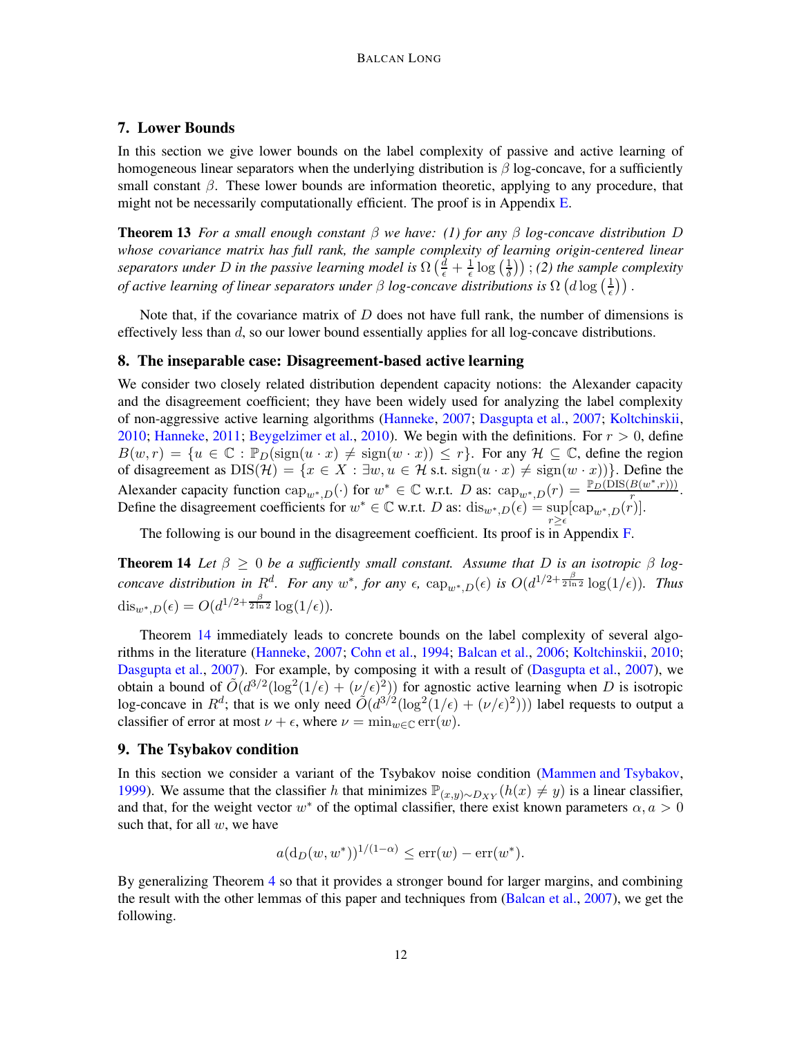## 7. Lower Bounds

In this section we give lower bounds on the label complexity of passive and active learning of homogeneous linear separators when the underlying distribution is $\beta$ log-concave, for a sufficiently small constant $\beta$. These lower bounds are information theoretic, applying to any procedure, that might not be necessarily computationally efficient. The proof is in Appendix E.

**Theorem 13** *For a small enough constant $\beta$ we have: (1) for any $\beta$ log-concave distribution $D$ whose covariance matrix has full rank, the sample complexity of learning origin-centered linear separators under $D$ in the passive learning model is $\Omega\left(\frac{d}{\epsilon} + \frac{1}{\epsilon}\log\left(\frac{1}{\delta}\right)\right)$; (2) the sample complexity of active learning of linear separators under $\beta$ log-concave distributions is $\Omega\left(d\log\left(\frac{1}{\epsilon}\right)\right)$.*

Note that, if the covariance matrix of $D$ does not have full rank, the number of dimensions is effectively less than $d$, so our lower bound essentially applies for all log-concave distributions.

## 8. The inseparable case: Disagreement-based active learning

We consider two closely related distribution dependent capacity notions: the Alexander capacity and the disagreement coefficient; they have been widely used for analyzing the label complexity of non-aggressive active learning algorithms (Hanneke, 2007; Dasgupta et al., 2007; Koltchinskii, 2010; Hanneke, 2011; Beygelzimer et al., 2010). We begin with the definitions. For $r > 0$, define $B(w, r) = \{u \in \mathbb{C} : \mathbb{P}_D(\text{sign}(u \cdot x) \neq \text{sign}(w \cdot x)) \leq r\}$. For any $\mathcal{H} \subseteq \mathbb{C}$, define the region of disagreement as $\text{DIS}(\mathcal{H}) = \{x \in X : \exists w, u \in \mathcal{H} \text{ s.t. } \text{sign}(u \cdot x) \neq \text{sign}(w \cdot x))\}$. Define the Alexander capacity function $\text{cap}_{w^*,D}(\cdot)$ for $w^* \in \mathbb{C}$ w.r.t. $D$ as: $\text{cap}_{w^*,D}(r) = \frac{\mathbb{P}_D(\text{DIS}(B(w^*,r)))}{r}$. Define the disagreement coefficients for $w^* \in \mathbb{C}$ w.r.t. $D$ as: $\text{dis}_{w^*,D}(\epsilon) = \sup_{r \geq \epsilon}[\text{cap}_{w^*,D}(r)]$.

The following is our bound in the disagreement coefficient. Its proof is in Appendix F.

**Theorem 14** *Let $\beta \geq 0$ be a sufficiently small constant. Assume that $D$ is an isotropic $\beta$ log-concave distribution in $R^d$. For any $w^*$, for any $\epsilon$, $\text{cap}_{w^*,D}(\epsilon)$ is $O(d^{1/2+\frac{\beta}{2\ln 2}}\log(1/\epsilon))$. Thus $\text{dis}_{w^*,D}(\epsilon) = O(d^{1/2+\frac{\beta}{2\ln 2}}\log(1/\epsilon))$.*

Theorem 14 immediately leads to concrete bounds on the label complexity of several algorithms in the literature (Hanneke, 2007; Cohn et al., 1994; Balcan et al., 2006; Koltchinskii, 2010; Dasgupta et al., 2007). For example, by composing it with a result of (Dasgupta et al., 2007), we obtain a bound of $\tilde{O}(d^{3/2}(\log^2(1/\epsilon) + (\nu/\epsilon)^2))$ for agnostic active learning when $D$ is isotropic log-concave in $R^d$; that is we only need $\tilde{O}(d^{3/2}(\log^2(1/\epsilon) + (\nu/\epsilon)^2)))$ label requests to output a classifier of error at most $\nu + \epsilon$, where $\nu = \min_{w \in \mathbb{C}} \text{err}(w)$.

## 9. The Tsybakov condition

In this section we consider a variant of the Tsybakov noise condition (Mammen and Tsybakov, 1999). We assume that the classifier $h$ that minimizes $\mathbb{P}_{(x,y)\sim D_{XY}}(h(x) \neq y)$ is a linear classifier, and that, for the weight vector $w^*$ of the optimal classifier, there exist known parameters $\alpha, a > 0$ such that, for all $w$, we have

$$a(\text{d}_D(w, w^*))^{1/(1-\alpha)} \leq \text{err}(w) - \text{err}(w^*).$$

By generalizing Theorem 4 so that it provides a stronger bound for larger margins, and combining the result with the other lemmas of this paper and techniques from (Balcan et al., 2007), we get the following.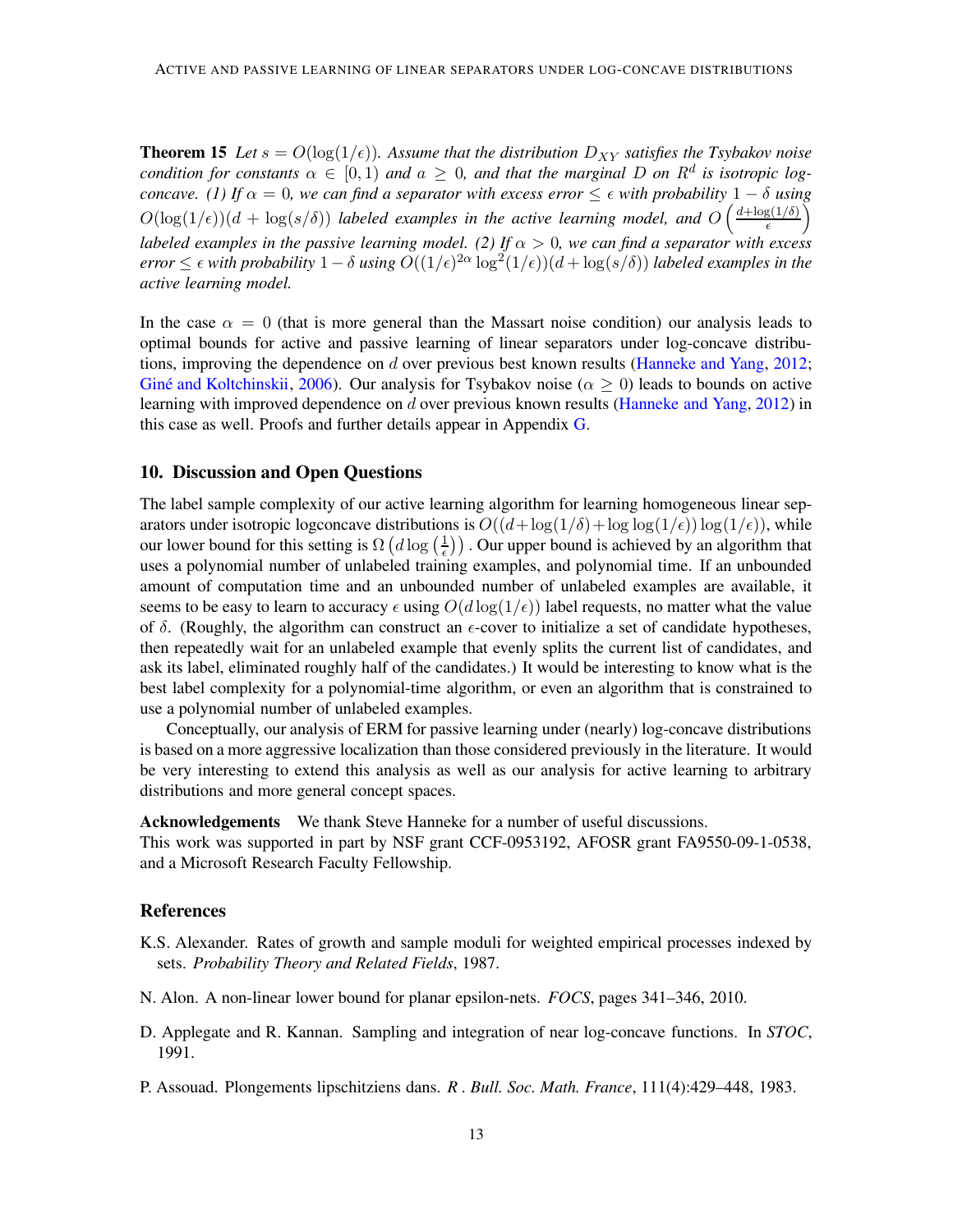**Theorem 15** *Let $s = O(\log(1/\epsilon))$. Assume that the distribution $D_{XY}$ satisfies the Tsybakov noise condition for constants $\alpha \in [0, 1)$ and $a \geq 0$, and that the marginal $D$ on $R^d$ is isotropic log-concave. (1) If $\alpha = 0$, we can find a separator with excess error $\leq \epsilon$ with probability $1 - \delta$ using $O(\log(1/\epsilon))(d + \log(s/\delta))$ labeled examples in the active learning model, and $O\left(\frac{d+\log(1/\delta)}{\epsilon}\right)$ labeled examples in the passive learning model. (2) If $\alpha > 0$, we can find a separator with excess error $\leq \epsilon$ with probability $1 - \delta$ using $O((1/\epsilon)^{2\alpha} \log^2(1/\epsilon))(d + \log(s/\delta))$ labeled examples in the active learning model.*

In the case $\alpha = 0$ (that is more general than the Massart noise condition) our analysis leads to optimal bounds for active and passive learning of linear separators under log-concave distributions, improving the dependence on $d$ over previous best known results (Hanneke and Yang, 2012; Giné and Koltchinskii, 2006). Our analysis for Tsybakov noise ($\alpha \geq 0$) leads to bounds on active learning with improved dependence on $d$ over previous known results (Hanneke and Yang, 2012) in this case as well. Proofs and further details appear in Appendix G.

## 10. Discussion and Open Questions

The label sample complexity of our active learning algorithm for learning homogeneous linear separators under isotropic logconcave distributions is $O((d + \log(1/\delta) + \log\log(1/\epsilon)) \log(1/\epsilon))$, while our lower bound for this setting is $\Omega\left(d \log\left(\frac{1}{\epsilon}\right)\right)$. Our upper bound is achieved by an algorithm that uses a polynomial number of unlabeled training examples, and polynomial time. If an unbounded amount of computation time and an unbounded number of unlabeled examples are available, it seems to be easy to learn to accuracy $\epsilon$ using $O(d \log(1/\epsilon))$ label requests, no matter what the value of $\delta$. (Roughly, the algorithm can construct an $\epsilon$-cover to initialize a set of candidate hypotheses, then repeatedly wait for an unlabeled example that evenly splits the current list of candidates, and ask its label, eliminated roughly half of the candidates.) It would be interesting to know what is the best label complexity for a polynomial-time algorithm, or even an algorithm that is constrained to use a polynomial number of unlabeled examples.

Conceptually, our analysis of ERM for passive learning under (nearly) log-concave distributions is based on a more aggressive localization than those considered previously in the literature. It would be very interesting to extend this analysis as well as our analysis for active learning to arbitrary distributions and more general concept spaces.

**Acknowledgements** We thank Steve Hanneke for a number of useful discussions. This work was supported in part by NSF grant CCF-0953192, AFOSR grant FA9550-09-1-0538, and a Microsoft Research Faculty Fellowship.

## References

K.S. Alexander. Rates of growth and sample moduli for weighted empirical processes indexed by sets. *Probability Theory and Related Fields*, 1987.

N. Alon. A non-linear lower bound for planar epsilon-nets. *FOCS*, pages 341–346, 2010.

D. Applegate and R. Kannan. Sampling and integration of near log-concave functions. In *STOC*, 1991.

P. Assouad. Plongements lipschitziens dans. *R . Bull. Soc. Math. France*, 111(4):429–448, 1983.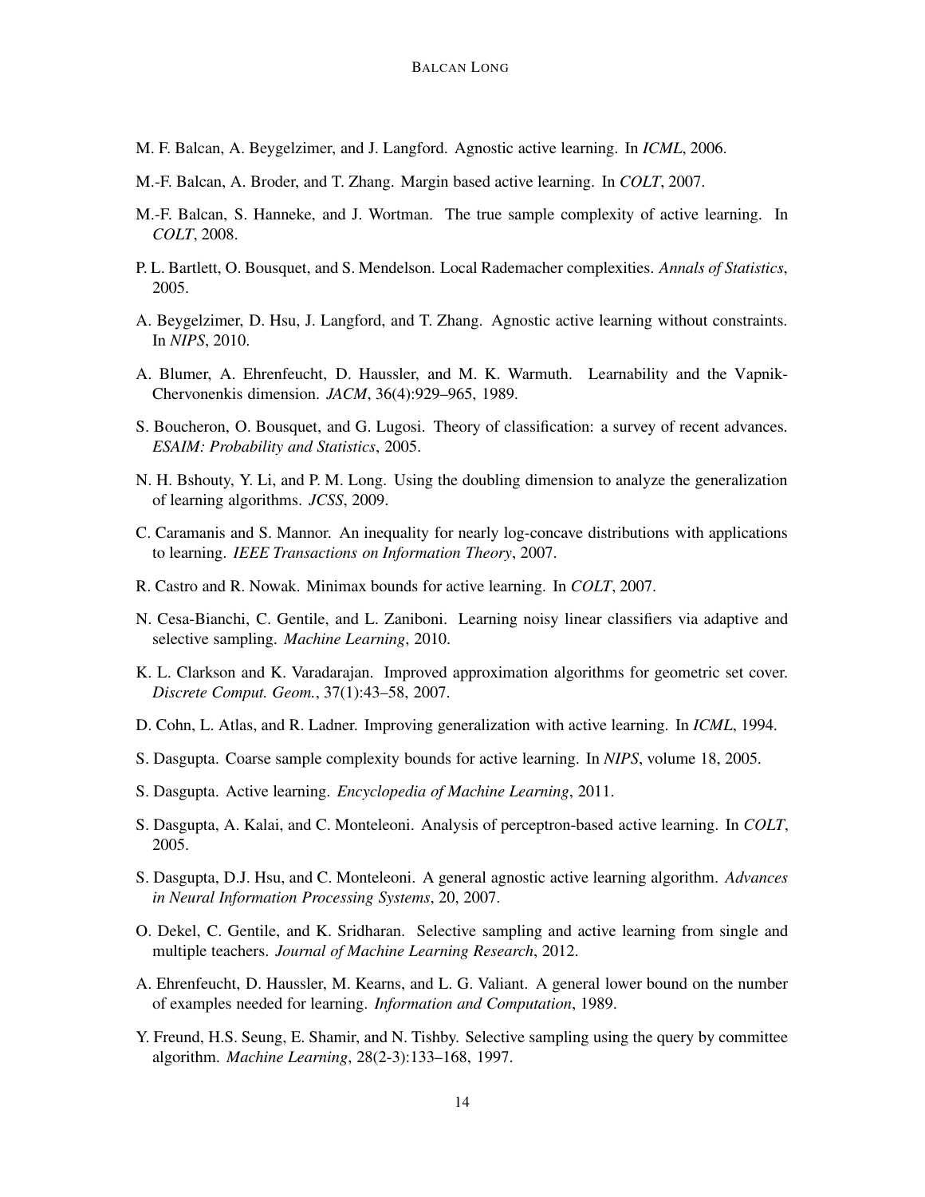M. F. Balcan, A. Beygelzimer, and J. Langford. Agnostic active learning. In *ICML*, 2006.

M.-F. Balcan, A. Broder, and T. Zhang. Margin based active learning. In *COLT*, 2007.

M.-F. Balcan, S. Hanneke, and J. Wortman. The true sample complexity of active learning. In *COLT*, 2008.

P. L. Bartlett, O. Bousquet, and S. Mendelson. Local Rademacher complexities. *Annals of Statistics*, 2005.

A. Beygelzimer, D. Hsu, J. Langford, and T. Zhang. Agnostic active learning without constraints. In *NIPS*, 2010.

A. Blumer, A. Ehrenfeucht, D. Haussler, and M. K. Warmuth. Learnability and the Vapnik-Chervonenkis dimension. *JACM*, 36(4):929–965, 1989.

S. Boucheron, O. Bousquet, and G. Lugosi. Theory of classification: a survey of recent advances. *ESAIM: Probability and Statistics*, 2005.

N. H. Bshouty, Y. Li, and P. M. Long. Using the doubling dimension to analyze the generalization of learning algorithms. *JCSS*, 2009.

C. Caramanis and S. Mannor. An inequality for nearly log-concave distributions with applications to learning. *IEEE Transactions on Information Theory*, 2007.

R. Castro and R. Nowak. Minimax bounds for active learning. In *COLT*, 2007.

N. Cesa-Bianchi, C. Gentile, and L. Zaniboni. Learning noisy linear classifiers via adaptive and selective sampling. *Machine Learning*, 2010.

K. L. Clarkson and K. Varadarajan. Improved approximation algorithms for geometric set cover. *Discrete Comput. Geom.*, 37(1):43–58, 2007.

D. Cohn, L. Atlas, and R. Ladner. Improving generalization with active learning. In *ICML*, 1994.

S. Dasgupta. Coarse sample complexity bounds for active learning. In *NIPS*, volume 18, 2005.

S. Dasgupta. Active learning. *Encyclopedia of Machine Learning*, 2011.

S. Dasgupta, A. Kalai, and C. Monteleoni. Analysis of perceptron-based active learning. In *COLT*, 2005.

S. Dasgupta, D.J. Hsu, and C. Monteleoni. A general agnostic active learning algorithm. *Advances in Neural Information Processing Systems*, 20, 2007.

O. Dekel, C. Gentile, and K. Sridharan. Selective sampling and active learning from single and multiple teachers. *Journal of Machine Learning Research*, 2012.

A. Ehrenfeucht, D. Haussler, M. Kearns, and L. G. Valiant. A general lower bound on the number of examples needed for learning. *Information and Computation*, 1989.

Y. Freund, H.S. Seung, E. Shamir, and N. Tishby. Selective sampling using the query by committee algorithm. *Machine Learning*, 28(2-3):133–168, 1997.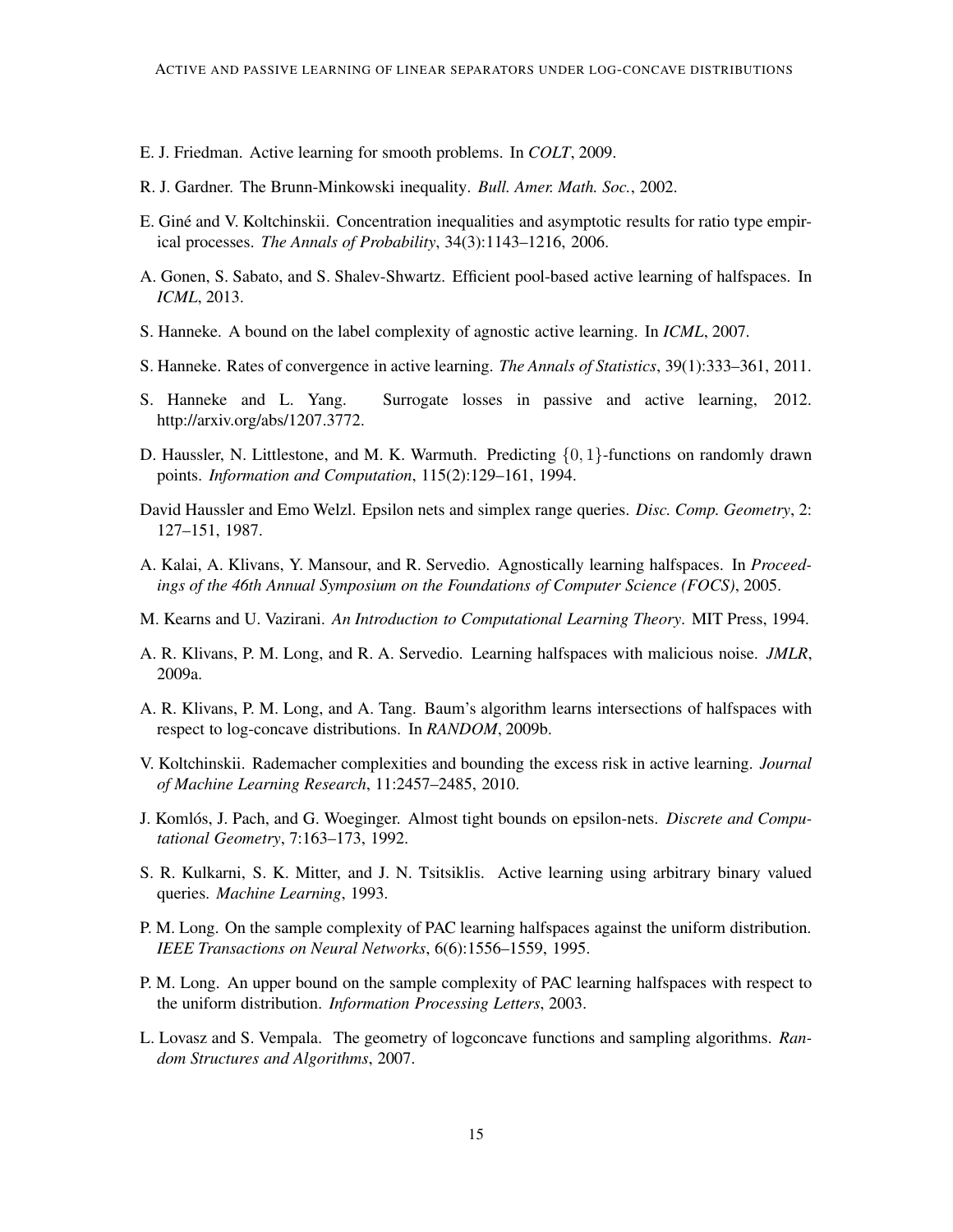E. J. Friedman. Active learning for smooth problems. In *COLT*, 2009.

R. J. Gardner. The Brunn-Minkowski inequality. *Bull. Amer. Math. Soc.*, 2002.

E. Giné and V. Koltchinskii. Concentration inequalities and asymptotic results for ratio type empirical processes. *The Annals of Probability*, 34(3):1143–1216, 2006.

A. Gonen, S. Sabato, and S. Shalev-Shwartz. Efficient pool-based active learning of halfspaces. In *ICML*, 2013.

S. Hanneke. A bound on the label complexity of agnostic active learning. In *ICML*, 2007.

S. Hanneke. Rates of convergence in active learning. *The Annals of Statistics*, 39(1):333–361, 2011.

S. Hanneke and L. Yang. Surrogate losses in passive and active learning, 2012. http://arxiv.org/abs/1207.3772.

D. Haussler, N. Littlestone, and M. K. Warmuth. Predicting $\{0, 1\}$-functions on randomly drawn points. *Information and Computation*, 115(2):129–161, 1994.

David Haussler and Emo Welzl. Epsilon nets and simplex range queries. *Disc. Comp. Geometry*, 2: 127–151, 1987.

A. Kalai, A. Klivans, Y. Mansour, and R. Servedio. Agnostically learning halfspaces. In *Proceedings of the 46th Annual Symposium on the Foundations of Computer Science (FOCS)*, 2005.

M. Kearns and U. Vazirani. *An Introduction to Computational Learning Theory*. MIT Press, 1994.

A. R. Klivans, P. M. Long, and R. A. Servedio. Learning halfspaces with malicious noise. *JMLR*, 2009a.

A. R. Klivans, P. M. Long, and A. Tang. Baum's algorithm learns intersections of halfspaces with respect to log-concave distributions. In *RANDOM*, 2009b.

V. Koltchinskii. Rademacher complexities and bounding the excess risk in active learning. *Journal of Machine Learning Research*, 11:2457–2485, 2010.

J. Komlós, J. Pach, and G. Woeginger. Almost tight bounds on epsilon-nets. *Discrete and Computational Geometry*, 7:163–173, 1992.

S. R. Kulkarni, S. K. Mitter, and J. N. Tsitsiklis. Active learning using arbitrary binary valued queries. *Machine Learning*, 1993.

P. M. Long. On the sample complexity of PAC learning halfspaces against the uniform distribution. *IEEE Transactions on Neural Networks*, 6(6):1556–1559, 1995.

P. M. Long. An upper bound on the sample complexity of PAC learning halfspaces with respect to the uniform distribution. *Information Processing Letters*, 2003.

L. Lovasz and S. Vempala. The geometry of logconcave functions and sampling algorithms. *Random Structures and Algorithms*, 2007.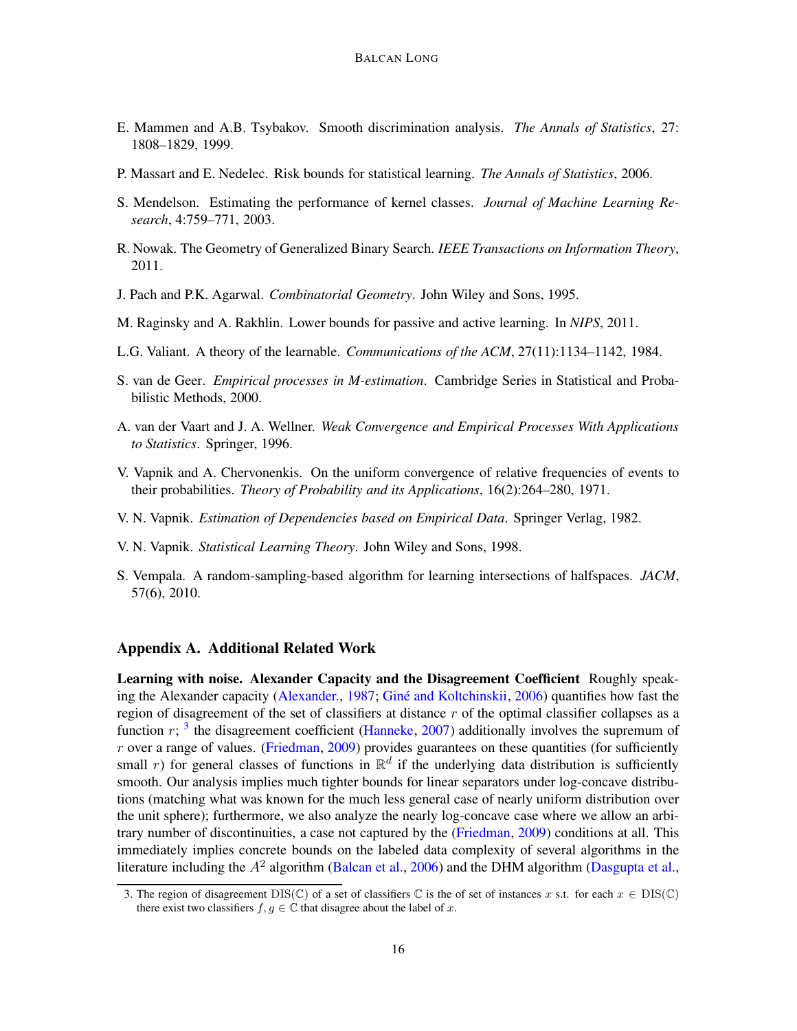E. Mammen and A.B. Tsybakov. Smooth discrimination analysis. *The Annals of Statistics*, 27: 1808–1829, 1999.

P. Massart and E. Nedelec. Risk bounds for statistical learning. *The Annals of Statistics*, 2006.

S. Mendelson. Estimating the performance of kernel classes. *Journal of Machine Learning Research*, 4:759–771, 2003.

R. Nowak. The Geometry of Generalized Binary Search. *IEEE Transactions on Information Theory*, 2011.

J. Pach and P.K. Agarwal. *Combinatorial Geometry*. John Wiley and Sons, 1995.

M. Raginsky and A. Rakhlin. Lower bounds for passive and active learning. In *NIPS*, 2011.

L.G. Valiant. A theory of the learnable. *Communications of the ACM*, 27(11):1134–1142, 1984.

S. van de Geer. *Empirical processes in M-estimation*. Cambridge Series in Statistical and Probabilistic Methods, 2000.

A. van der Vaart and J. A. Wellner. *Weak Convergence and Empirical Processes With Applications to Statistics*. Springer, 1996.

V. Vapnik and A. Chervonenkis. On the uniform convergence of relative frequencies of events to their probabilities. *Theory of Probability and its Applications*, 16(2):264–280, 1971.

V. N. Vapnik. *Estimation of Dependencies based on Empirical Data*. Springer Verlag, 1982.

V. N. Vapnik. *Statistical Learning Theory*. John Wiley and Sons, 1998.

S. Vempala. A random-sampling-based algorithm for learning intersections of halfspaces. *JACM*, 57(6), 2010.

## Appendix A. Additional Related Work

**Learning with noise. Alexander Capacity and the Disagreement Coefficient** Roughly speaking the Alexander capacity (Alexander., 1987; Giné and Koltchinskii, 2006) quantifies how fast the region of disagreement of the set of classifiers at distance $r$ of the optimal classifier collapses as a function $r$; [3] the disagreement coefficient (Hanneke, 2007) additionally involves the supremum of $r$ over a range of values. (Friedman, 2009) provides guarantees on these quantities (for sufficiently small $r$) for general classes of functions in $\mathbb{R}^d$ if the underlying data distribution is sufficiently smooth. Our analysis implies much tighter bounds for linear separators under log-concave distributions (matching what was known for the much less general case of nearly uniform distribution over the unit sphere); furthermore, we also analyze the nearly log-concave case where we allow an arbitrary number of discontinuities, a case not captured by the (Friedman, 2009) conditions at all. This immediately implies concrete bounds on the labeled data complexity of several algorithms in the literature including the $A^2$ algorithm (Balcan et al., 2006) and the DHM algorithm (Dasgupta et al.,

3. The region of disagreement $\mathrm{DIS}(\mathbb{C})$ of a set of classifiers $\mathbb{C}$ is the of set of instances $x$ s.t. for each $x \in \mathrm{DIS}(\mathbb{C})$ there exist two classifiers $f, g \in \mathbb{C}$ that disagree about the label of $x$.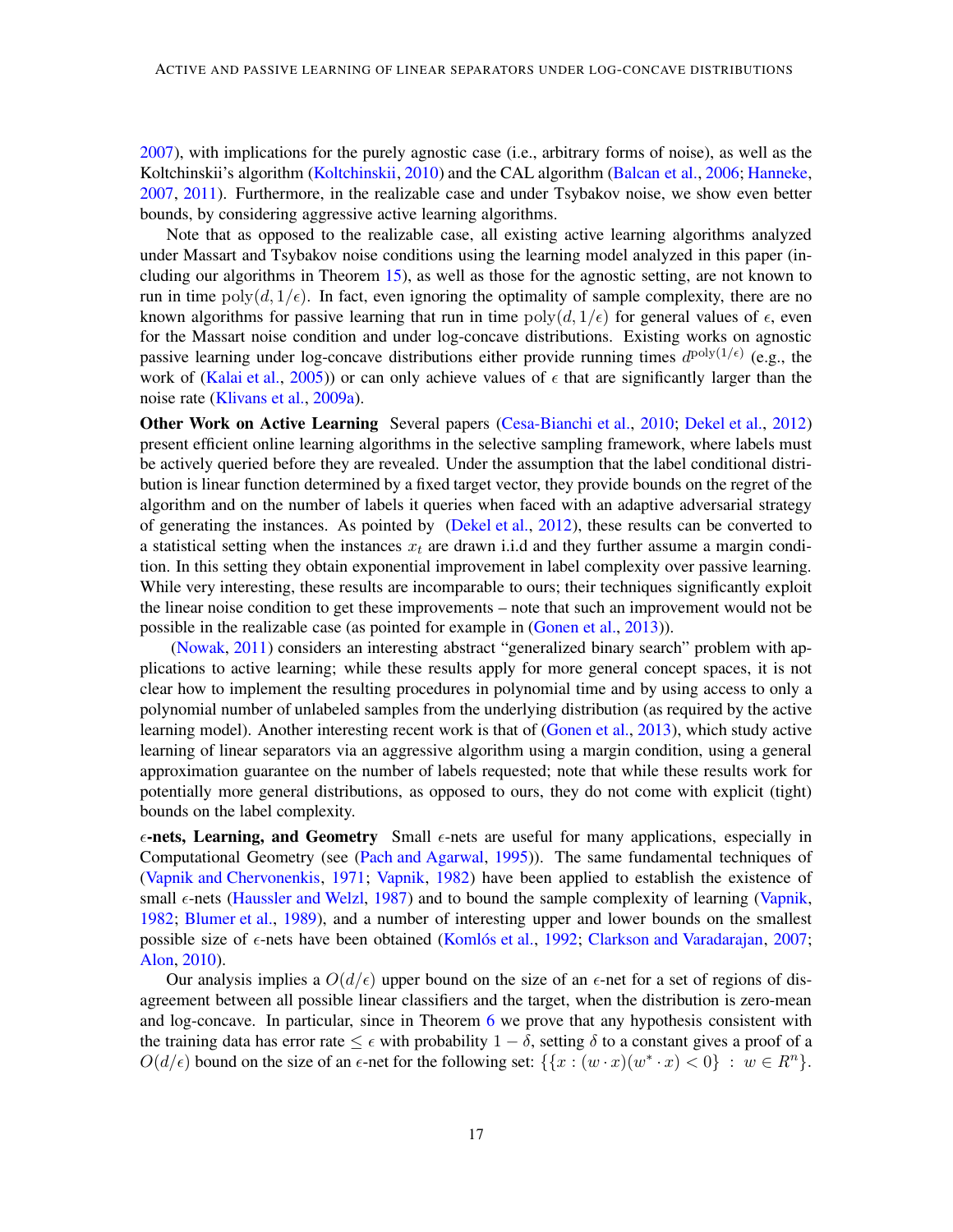2007), with implications for the purely agnostic case (i.e., arbitrary forms of noise), as well as the Koltchinskii's algorithm (Koltchinskii, 2010) and the CAL algorithm (Balcan et al., 2006; Hanneke, 2007, 2011). Furthermore, in the realizable case and under Tsybakov noise, we show even better bounds, by considering aggressive active learning algorithms.

Note that as opposed to the realizable case, all existing active learning algorithms analyzed under Massart and Tsybakov noise conditions using the learning model analyzed in this paper (including our algorithms in Theorem 15), as well as those for the agnostic setting, are not known to run in time $\mathrm{poly}(d, 1/\epsilon)$. In fact, even ignoring the optimality of sample complexity, there are no known algorithms for passive learning that run in time $\mathrm{poly}(d, 1/\epsilon)$ for general values of $\epsilon$, even for the Massart noise condition and under log-concave distributions. Existing works on agnostic passive learning under log-concave distributions either provide running times $d^{\mathrm{poly}(1/\epsilon)}$ (e.g., the work of (Kalai et al., 2005)) or can only achieve values of $\epsilon$ that are significantly larger than the noise rate (Klivans et al., 2009a).

**Other Work on Active Learning** Several papers (Cesa-Bianchi et al., 2010; Dekel et al., 2012) present efficient online learning algorithms in the selective sampling framework, where labels must be actively queried before they are revealed. Under the assumption that the label conditional distribution is linear function determined by a fixed target vector, they provide bounds on the regret of the algorithm and on the number of labels it queries when faced with an adaptive adversarial strategy of generating the instances. As pointed by (Dekel et al., 2012), these results can be converted to a statistical setting when the instances $x_t$ are drawn i.i.d and they further assume a margin condition. In this setting they obtain exponential improvement in label complexity over passive learning. While very interesting, these results are incomparable to ours; their techniques significantly exploit the linear noise condition to get these improvements – note that such an improvement would not be possible in the realizable case (as pointed for example in (Gonen et al., 2013)).

(Nowak, 2011) considers an interesting abstract "generalized binary search" problem with applications to active learning; while these results apply for more general concept spaces, it is not clear how to implement the resulting procedures in polynomial time and by using access to only a polynomial number of unlabeled samples from the underlying distribution (as required by the active learning model). Another interesting recent work is that of (Gonen et al., 2013), which study active learning of linear separators via an aggressive algorithm using a margin condition, using a general approximation guarantee on the number of labels requested; note that while these results work for potentially more general distributions, as opposed to ours, they do not come with explicit (tight) bounds on the label complexity.

**$\epsilon$-nets, Learning, and Geometry** Small $\epsilon$-nets are useful for many applications, especially in Computational Geometry (see (Pach and Agarwal, 1995)). The same fundamental techniques of (Vapnik and Chervonenkis, 1971; Vapnik, 1982) have been applied to establish the existence of small $\epsilon$-nets (Haussler and Welzl, 1987) and to bound the sample complexity of learning (Vapnik, 1982; Blumer et al., 1989), and a number of interesting upper and lower bounds on the smallest possible size of $\epsilon$-nets have been obtained (Komlós et al., 1992; Clarkson and Varadarajan, 2007; Alon, 2010).

Our analysis implies a $O(d/\epsilon)$ upper bound on the size of an $\epsilon$-net for a set of regions of disagreement between all possible linear classifiers and the target, when the distribution is zero-mean and log-concave. In particular, since in Theorem 6 we prove that any hypothesis consistent with the training data has error rate $\leq \epsilon$ with probability $1 - \delta$, setting $\delta$ to a constant gives a proof of a $O(d/\epsilon)$ bound on the size of an $\epsilon$-net for the following set: $\{\{x : (w \cdot x)(w^* \cdot x) < 0\} \ : \ w \in R^n\}$.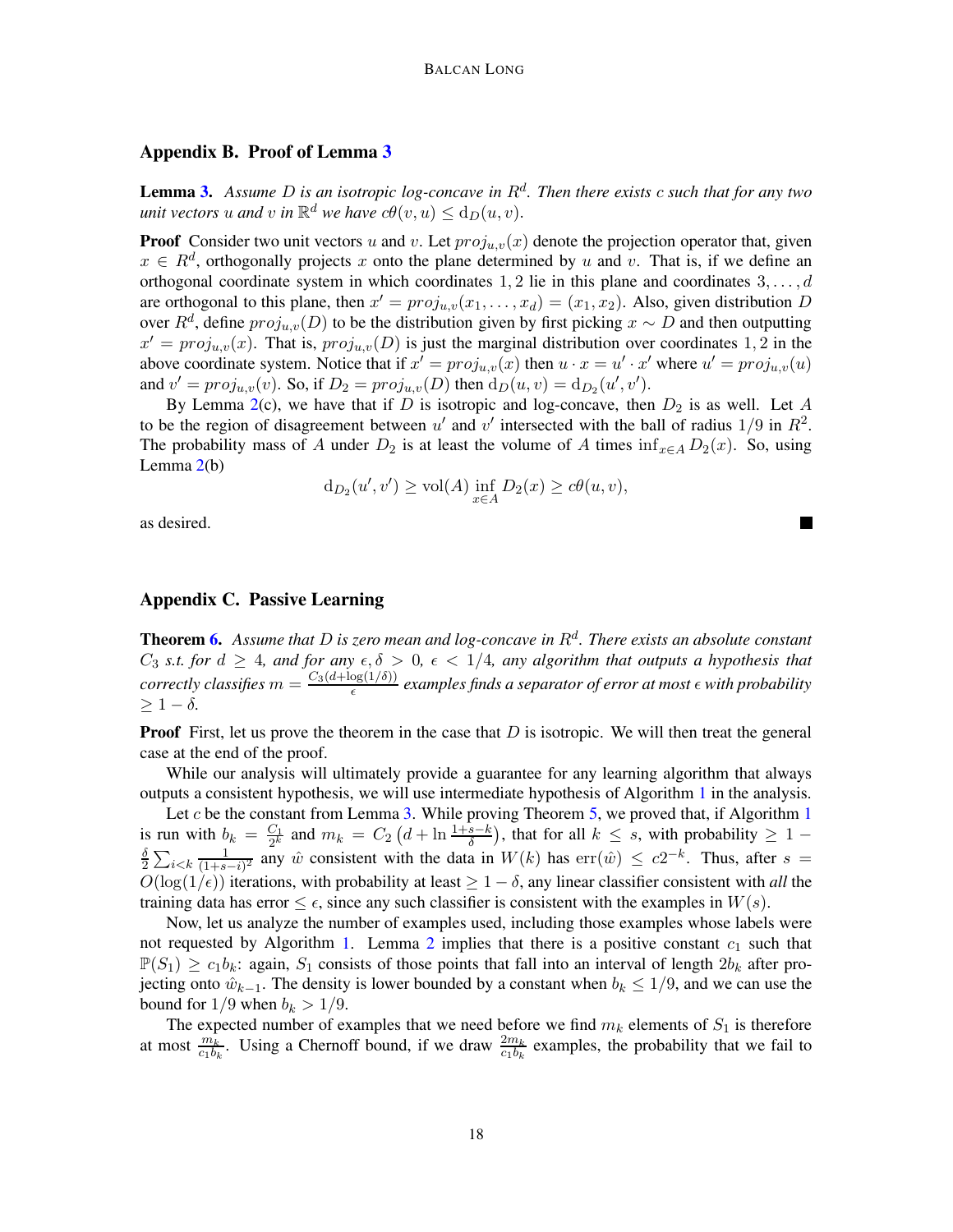## Appendix B. Proof of Lemma 3

**Lemma 3.** *Assume $D$ is an isotropic log-concave in $R^d$. Then there exists $c$ such that for any two unit vectors $u$ and $v$ in $\mathbb{R}^d$ we have $c\theta(v, u) \leq \mathrm{d}_D(u, v)$.*

**Proof** Consider two unit vectors $u$ and $v$. Let $proj_{u,v}(x)$ denote the projection operator that, given $x \in R^d$, orthogonally projects $x$ onto the plane determined by $u$ and $v$. That is, if we define an orthogonal coordinate system in which coordinates $1, 2$ lie in this plane and coordinates $3, \ldots, d$ are orthogonal to this plane, then $x' = proj_{u,v}(x_1, \ldots, x_d) = (x_1, x_2)$. Also, given distribution $D$ over $R^d$, define $proj_{u,v}(D)$ to be the distribution given by first picking $x \sim D$ and then outputting $x' = proj_{u,v}(x)$. That is, $proj_{u,v}(D)$ is just the marginal distribution over coordinates $1, 2$ in the above coordinate system. Notice that if $x' = proj_{u,v}(x)$ then $u \cdot x = u' \cdot x'$ where $u' = proj_{u,v}(u)$ and $v' = proj_{u,v}(v)$. So, if $D_2 = proj_{u,v}(D)$ then $\mathrm{d}_D(u, v) = \mathrm{d}_{D_2}(u', v')$.

By Lemma 2(c), we have that if $D$ is isotropic and log-concave, then $D_2$ is as well. Let $A$ to be the region of disagreement between $u'$ and $v'$ intersected with the ball of radius $1/9$ in $R^2$. The probability mass of $A$ under $D_2$ is at least the volume of $A$ times $\inf_{x \in A} D_2(x)$. So, using Lemma 2(b)

$$\mathrm{d}_{D_2}(u', v') \geq \mathrm{vol}(A) \inf_{x \in A} D_2(x) \geq c\theta(u, v),$$

as desired. ∎

## Appendix C. Passive Learning

**Theorem 6.** *Assume that $D$ is zero mean and log-concave in $R^d$. There exists an absolute constant $C_3$ s.t. for $d \geq 4$, and for any $\epsilon, \delta > 0$, $\epsilon < 1/4$, any algorithm that outputs a hypothesis that correctly classifies $m = \frac{C_3(d + \log(1/\delta))}{\epsilon}$ examples finds a separator of error at most $\epsilon$ with probability $\geq 1 - \delta$.*

**Proof** First, let us prove the theorem in the case that $D$ is isotropic. We will then treat the general case at the end of the proof.

While our analysis will ultimately provide a guarantee for any learning algorithm that always outputs a consistent hypothesis, we will use intermediate hypothesis of Algorithm 1 in the analysis.

Let $c$ be the constant from Lemma 3. While proving Theorem 5, we proved that, if Algorithm 1 is run with $b_k = \frac{C_1}{2^k}$ and $m_k = C_2 \left(d + \ln \frac{1+s-k}{\delta}\right)$, that for all $k \leq s$, with probability $\geq 1 - \frac{\delta}{2} \sum_{i<k} \frac{1}{(1+s-i)^2}$ any $\hat{w}$ consistent with the data in $W(k)$ has $\mathrm{err}(\hat{w}) \leq c2^{-k}$. Thus, after $s = O(\log(1/\epsilon))$ iterations, with probability at least $\geq 1 - \delta$, any linear classifier consistent with *all* the training data has error $\leq \epsilon$, since any such classifier is consistent with the examples in $W(s)$.

Now, let us analyze the number of examples used, including those examples whose labels were not requested by Algorithm 1. Lemma 2 implies that there is a positive constant $c_1$ such that $\mathbb{P}(S_1) \geq c_1 b_k$: again, $S_1$ consists of those points that fall into an interval of length $2b_k$ after projecting onto $\hat{w}_{k-1}$. The density is lower bounded by a constant when $b_k \leq 1/9$, and we can use the bound for $1/9$ when $b_k > 1/9$.

The expected number of examples that we need before we find $m_k$ elements of $S_1$ is therefore at most $\frac{m_k}{c_1 b_k}$. Using a Chernoff bound, if we draw $\frac{2m_k}{c_1 b_k}$ examples, the probability that we fail to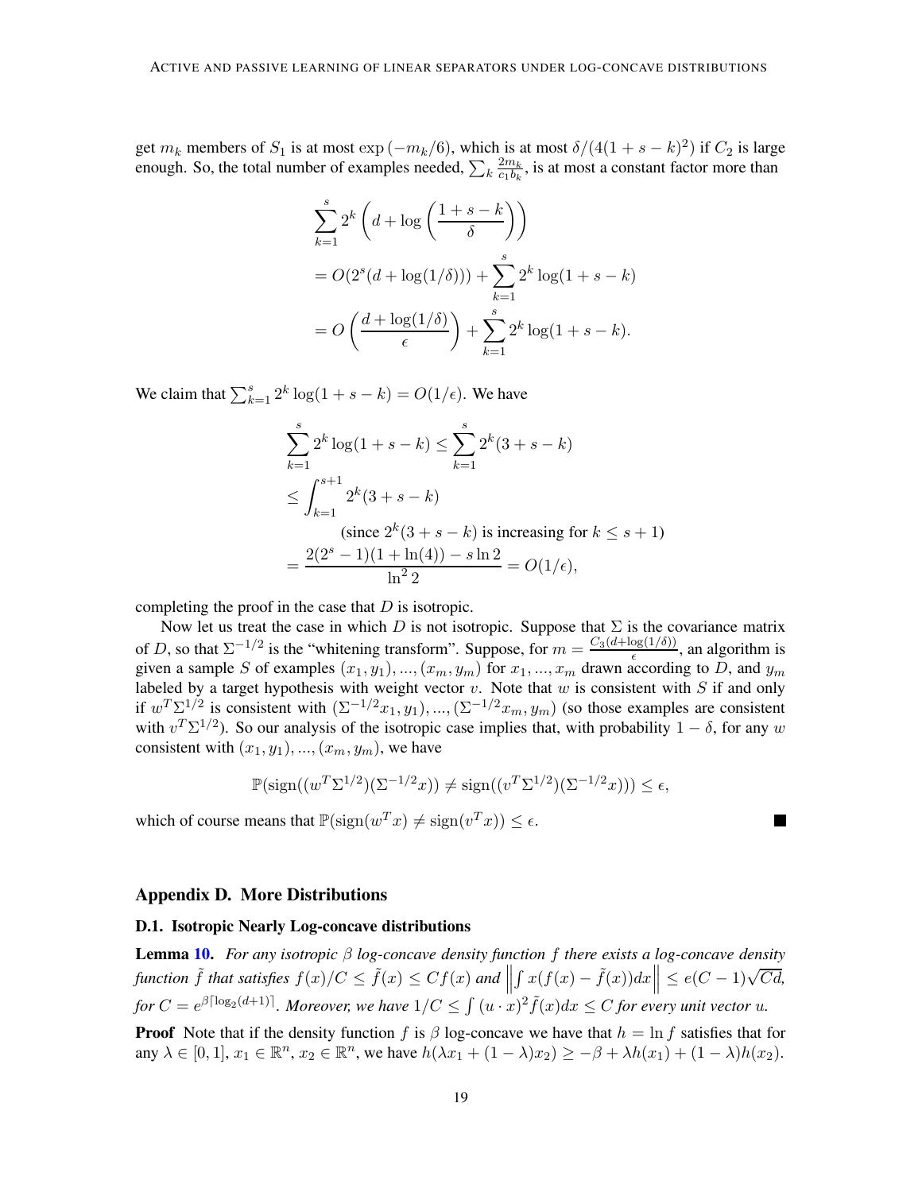get $m_k$ members of $S_1$ is at most $\exp(-m_k/6)$, which is at most $\delta/(4(1+s-k)^2)$ if $C_2$ is large enough. So, the total number of examples needed, $\sum_k \frac{2m_k}{c_1 b_k}$, is at most a constant factor more than

$$
\begin{aligned}
&\sum_{k=1}^{s} 2^k \left( d + \log\left(\frac{1+s-k}{\delta}\right)\right) \\
&= O(2^s(d + \log(1/\delta))) + \sum_{k=1}^{s} 2^k \log(1+s-k) \\
&= O\left(\frac{d+\log(1/\delta)}{\epsilon}\right) + \sum_{k=1}^{s} 2^k \log(1+s-k).
\end{aligned}
$$

We claim that $\sum_{k=1}^{s} 2^k \log(1+s-k) = O(1/\epsilon)$. We have

$$
\begin{aligned}
&\sum_{k=1}^{s} 2^k \log(1+s-k) \leq \sum_{k=1}^{s} 2^k (3+s-k) \\
&\leq \int_{k=1}^{s+1} 2^k (3+s-k) \\
&\qquad \text{(since } 2^k(3+s-k) \text{ is increasing for } k \leq s+1\text{)} \\
&= \frac{2(2^s-1)(1+\ln(4)) - s\ln 2}{\ln^2 2} = O(1/\epsilon),
\end{aligned}
$$

completing the proof in the case that $D$ is isotropic.

Now let us treat the case in which $D$ is not isotropic. Suppose that $\Sigma$ is the covariance matrix of $D$, so that $\Sigma^{-1/2}$ is the "whitening transform". Suppose, for $m = \frac{C_3(d+\log(1/\delta))}{\epsilon}$, an algorithm is given a sample $S$ of examples $(x_1, y_1), ..., (x_m, y_m)$ for $x_1, ..., x_m$ drawn according to $D$, and $y_m$ labeled by a target hypothesis with weight vector $v$. Note that $w$ is consistent with $S$ if and only if $w^T\Sigma^{1/2}$ is consistent with $(\Sigma^{-1/2}x_1, y_1), ..., (\Sigma^{-1/2}x_m, y_m)$ (so those examples are consistent with $v^T\Sigma^{1/2}$). So our analysis of the isotropic case implies that, with probability $1-\delta$, for any $w$ consistent with $(x_1, y_1), ..., (x_m, y_m)$, we have

$$
\mathbb{P}(\text{sign}((w^T\Sigma^{1/2})(\Sigma^{-1/2}x)) \neq \text{sign}((v^T\Sigma^{1/2})(\Sigma^{-1/2}x))) \leq \epsilon,
$$

which of course means that $\mathbb{P}(\text{sign}(w^Tx) \neq \text{sign}(v^Tx)) \leq \epsilon$. ■

## Appendix D. More Distributions

### D.1. Isotropic Nearly Log-concave distributions

**Lemma 10.** *For any isotropic $\beta$ log-concave density function $f$ there exists a log-concave density function $\tilde{f}$ that satisfies $f(x)/C \leq \tilde{f}(x) \leq Cf(x)$ and $\left\|\int x(f(x) - \tilde{f}(x))dx\right\| \leq e(C-1)\sqrt{Cd}$, for $C = e^{\beta\lceil\log_2(d+1)\rceil}$. Moreover, we have $1/C \leq \int (u \cdot x)^2 \tilde{f}(x)dx \leq C$ for every unit vector $u$.*

**Proof** Note that if the density function $f$ is $\beta$ log-concave we have that $h = \ln f$ satisfies that for any $\lambda \in [0,1]$, $x_1 \in \mathbb{R}^n$, $x_2 \in \mathbb{R}^n$, we have $h(\lambda x_1 + (1-\lambda)x_2) \geq -\beta + \lambda h(x_1) + (1-\lambda)h(x_2)$.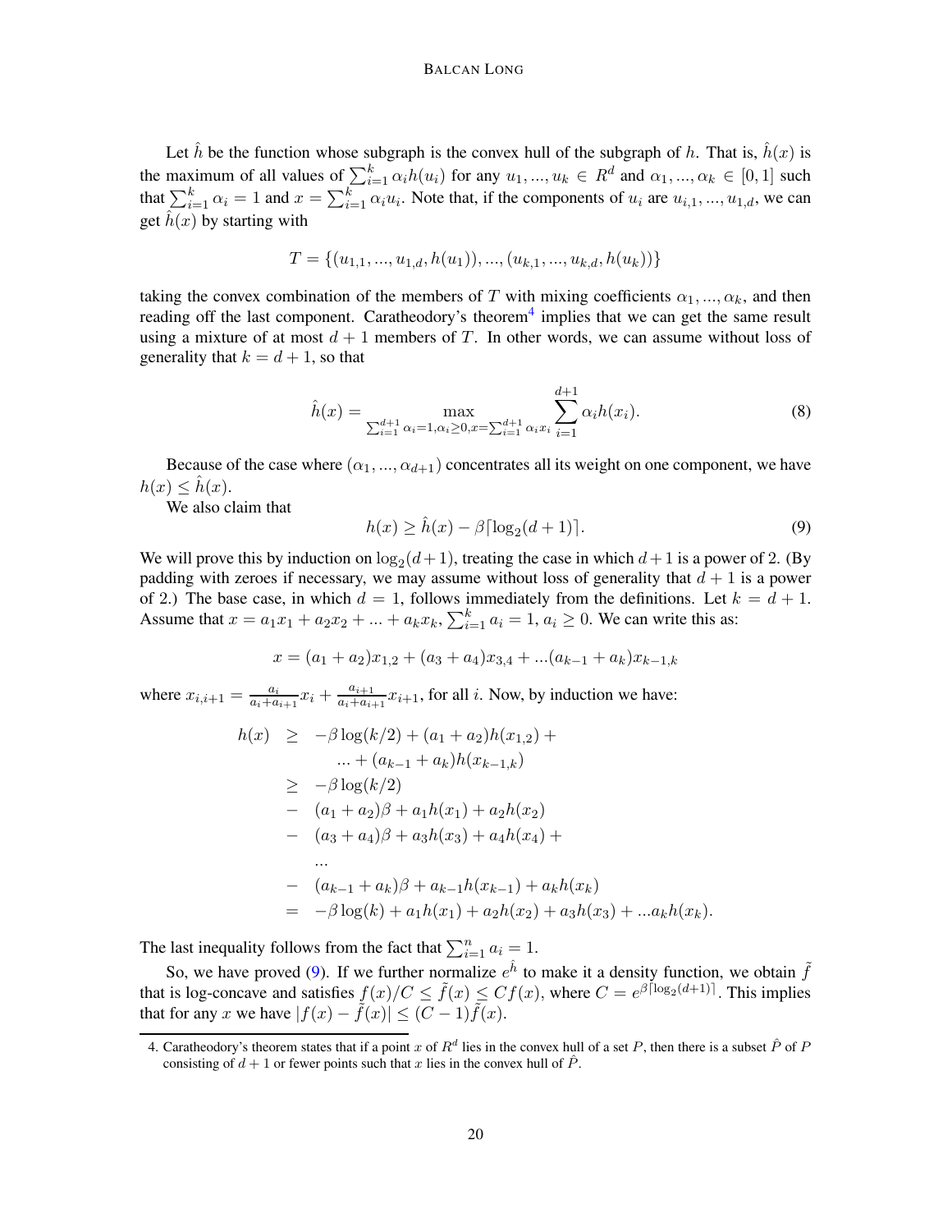Let $\hat{h}$ be the function whose subgraph is the convex hull of the subgraph of $h$. That is, $\hat{h}(x)$ is the maximum of all values of $\sum_{i=1}^{k} \alpha_i h(u_i)$ for any $u_1, ..., u_k \in R^d$ and $\alpha_1, ..., \alpha_k \in [0, 1]$ such that $\sum_{i=1}^{k} \alpha_i = 1$ and $x = \sum_{i=1}^{k} \alpha_i u_i$. Note that, if the components of $u_i$ are $u_{i,1}, ..., u_{1,d}$, we can get $\hat{h}(x)$ by starting with

$$T = \{(u_{1,1}, ..., u_{1,d}, h(u_1)), ..., (u_{k,1}, ..., u_{k,d}, h(u_k))\}$$

taking the convex combination of the members of $T$ with mixing coefficients $\alpha_1, ..., \alpha_k$, and then reading off the last component. Caratheodory's theorem[4] implies that we can get the same result using a mixture of at most $d + 1$ members of $T$. In other words, we can assume without loss of generality that $k = d + 1$, so that

$$\hat{h}(x) = \max_{\sum_{i=1}^{d+1} \alpha_i = 1, \alpha_i \geq 0, x = \sum_{i=1}^{d+1} \alpha_i x_i} \sum_{i=1}^{d+1} \alpha_i h(x_i). \tag{8}$$

Because of the case where $(\alpha_1, ..., \alpha_{d+1})$ concentrates all its weight on one component, we have $h(x) \leq \hat{h}(x)$.

We also claim that

$$h(x) \geq \hat{h}(x) - \beta \lceil \log_2(d + 1) \rceil. \tag{9}$$

We will prove this by induction on $\log_2(d+1)$, treating the case in which $d+1$ is a power of 2. (By padding with zeroes if necessary, we may assume without loss of generality that $d + 1$ is a power of 2.) The base case, in which $d = 1$, follows immediately from the definitions. Let $k = d + 1$. Assume that $x = a_1 x_1 + a_2 x_2 + ... + a_k x_k$, $\sum_{i=1}^{k} a_i = 1$, $a_i \geq 0$. We can write this as:

$$x = (a_1 + a_2)x_{1,2} + (a_3 + a_4)x_{3,4} + ...(a_{k-1} + a_k)x_{k-1,k}$$

where $x_{i,i+1} = \frac{a_i}{a_i + a_{i+1}} x_i + \frac{a_{i+1}}{a_i + a_{i+1}} x_{i+1}$, for all $i$. Now, by induction we have:

$$\begin{aligned}
h(x) &\geq -\beta \log(k/2) + (a_1 + a_2)h(x_{1,2}) + \\
&\quad\quad ... + (a_{k-1} + a_k)h(x_{k-1,k}) \\
&\geq -\beta \log(k/2) \\
&- \ (a_1 + a_2)\beta + a_1 h(x_1) + a_2 h(x_2) \\
&- \ (a_3 + a_4)\beta + a_3 h(x_3) + a_4 h(x_4) + \\
&\quad ... \\
&- \ (a_{k-1} + a_k)\beta + a_{k-1} h(x_{k-1}) + a_k h(x_k) \\
&= -\beta \log(k) + a_1 h(x_1) + a_2 h(x_2) + a_3 h(x_3) + ...a_k h(x_k).
\end{aligned}$$

The last inequality follows from the fact that $\sum_{i=1}^{n} a_i = 1$.

So, we have proved (9). If we further normalize $e^{\hat{h}}$ to make it a density function, we obtain $\tilde{f}$ that is log-concave and satisfies $f(x)/C \leq \tilde{f}(x) \leq C f(x)$, where $C = e^{\beta \lceil \log_2(d+1) \rceil}$. This implies that for any $x$ we have $|f(x) - \tilde{f}(x)| \leq (C - 1)\tilde{f}(x)$.

---

4. Caratheodory's theorem states that if a point $x$ of $R^d$ lies in the convex hull of a set $P$, then there is a subset $\hat{P}$ of $P$ consisting of $d + 1$ or fewer points such that $x$ lies in the convex hull of $\hat{P}$.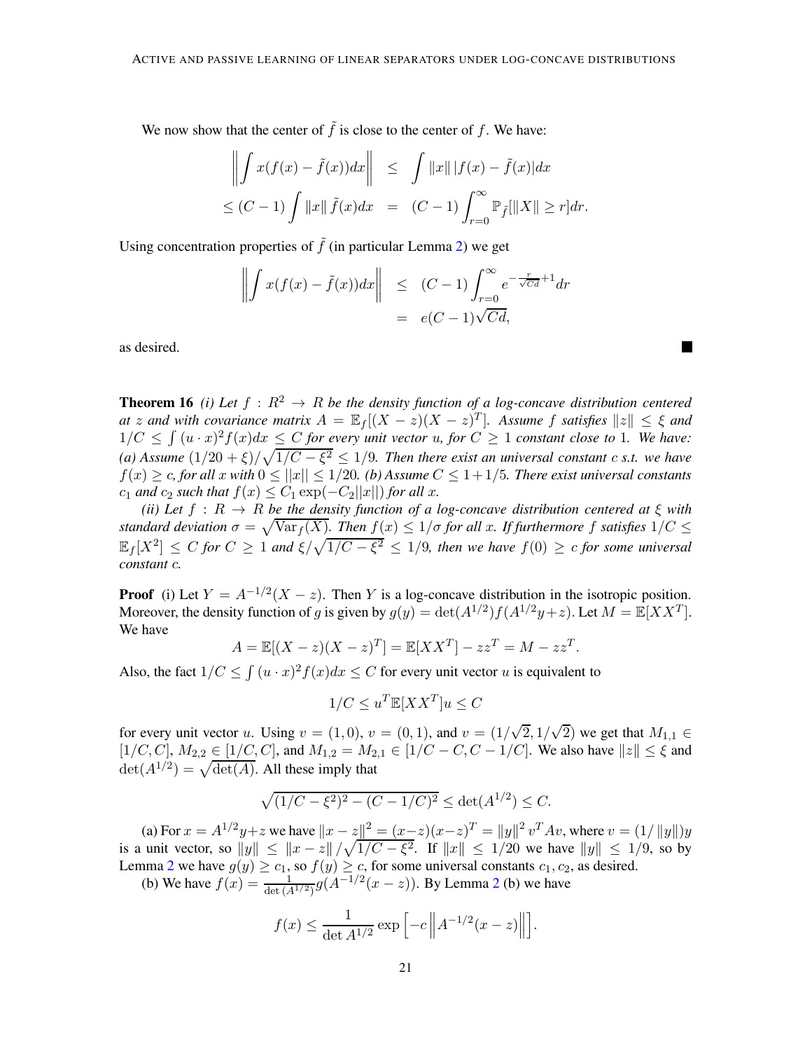We now show that the center of $\tilde{f}$ is close to the center of $f$. We have:

$$\left\| \int x(f(x) - \tilde{f}(x))dx \right\| \;\leq\; \int \|x\| \, |f(x) - \tilde{f}(x)|dx$$

$$\leq (C-1) \int \|x\| \, \tilde{f}(x)dx \;=\; (C-1) \int_{r=0}^{\infty} \mathbb{P}_{\tilde{f}}[\|X\| \geq r]dr.$$

Using concentration properties of $\tilde{f}$ (in particular Lemma 2) we get

$$\left\| \int x(f(x) - \tilde{f}(x))dx \right\| \;\leq\; (C-1) \int_{r=0}^{\infty} e^{-\frac{r}{\sqrt{Cd}}+1} dr$$

$$= e(C-1)\sqrt{Cd},$$

as desired. ■

**Theorem 16** *(i) Let $f : R^2 \to R$ be the density function of a log-concave distribution centered at $z$ and with covariance matrix $A = \mathbb{E}_f[(X-z)(X-z)^T]$. Assume $f$ satisfies $\|z\| \leq \xi$ and $1/C \leq \int (u \cdot x)^2 f(x)dx \leq C$ for every unit vector $u$, for $C \geq 1$ constant close to 1. We have: (a) Assume $(1/20 + \xi)/\sqrt{1/C - \xi^2} \leq 1/9$. Then there exist an universal constant $c$ s.t. we have $f(x) \geq c$, for all $x$ with $0 \leq ||x|| \leq 1/20$. (b) Assume $C \leq 1 + 1/5$. There exist universal constants $c_1$ and $c_2$ such that $f(x) \leq C_1 \exp(-C_2||x||)$ for all $x$.*

*(ii) Let $f : R \to R$ be the density function of a log-concave distribution centered at $\xi$ with standard deviation $\sigma = \sqrt{\mathrm{Var}_f(X)}$. Then $f(x) \leq 1/\sigma$ for all $x$. If furthermore $f$ satisfies $1/C \leq \mathbb{E}_f[X^2] \leq C$ for $C \geq 1$ and $\xi/\sqrt{1/C - \xi^2} \leq 1/9$, then we have $f(0) \geq c$ for some universal constant $c$.*

**Proof** (i) Let $Y = A^{-1/2}(X - z)$. Then $Y$ is a log-concave distribution in the isotropic position. Moreover, the density function of $g$ is given by $g(y) = \det(A^{1/2}) f(A^{1/2}y + z)$. Let $M = \mathbb{E}[XX^T]$. We have

$$A = \mathbb{E}[(X-z)(X-z)^T] = \mathbb{E}[XX^T] - zz^T = M - zz^T.$$

Also, the fact $1/C \leq \int (u \cdot x)^2 f(x)dx \leq C$ for every unit vector $u$ is equivalent to

$$1/C \leq u^T \mathbb{E}[XX^T]u \leq C$$

for every unit vector $u$. Using $v = (1, 0)$, $v = (0, 1)$, and $v = (1/\sqrt{2}, 1/\sqrt{2})$ we get that $M_{1,1} \in [1/C, C]$, $M_{2,2} \in [1/C, C]$, and $M_{1,2} = M_{2,1} \in [1/C - C, C - 1/C]$. We also have $\|z\| \leq \xi$ and $\det(A^{1/2}) = \sqrt{\det(A)}$. All these imply that

$$\sqrt{(1/C - \xi^2)^2 - (C - 1/C)^2} \leq \det(A^{1/2}) \leq C.$$

(a) For $x = A^{1/2}y + z$ we have $\|x - z\|^2 = (x-z)(x-z)^T = \|y\|^2 v^T A v$, where $v = (1/\|y\|)y$ is a unit vector, so $\|y\| \leq \|x - z\| / \sqrt{1/C - \xi^2}$. If $\|x\| \leq 1/20$ we have $\|y\| \leq 1/9$, so by Lemma 2 we have $g(y) \geq c_1$, so $f(y) \geq c$, for some universal constants $c_1, c_2$, as desired.

(b) We have $f(x) = \frac{1}{\det(A^{1/2})} g(A^{-1/2}(x - z))$. By Lemma 2 (b) we have

$$f(x) \leq \frac{1}{\det A^{1/2}} \exp\left[-c \left\| A^{-1/2}(x - z) \right\|\right].$$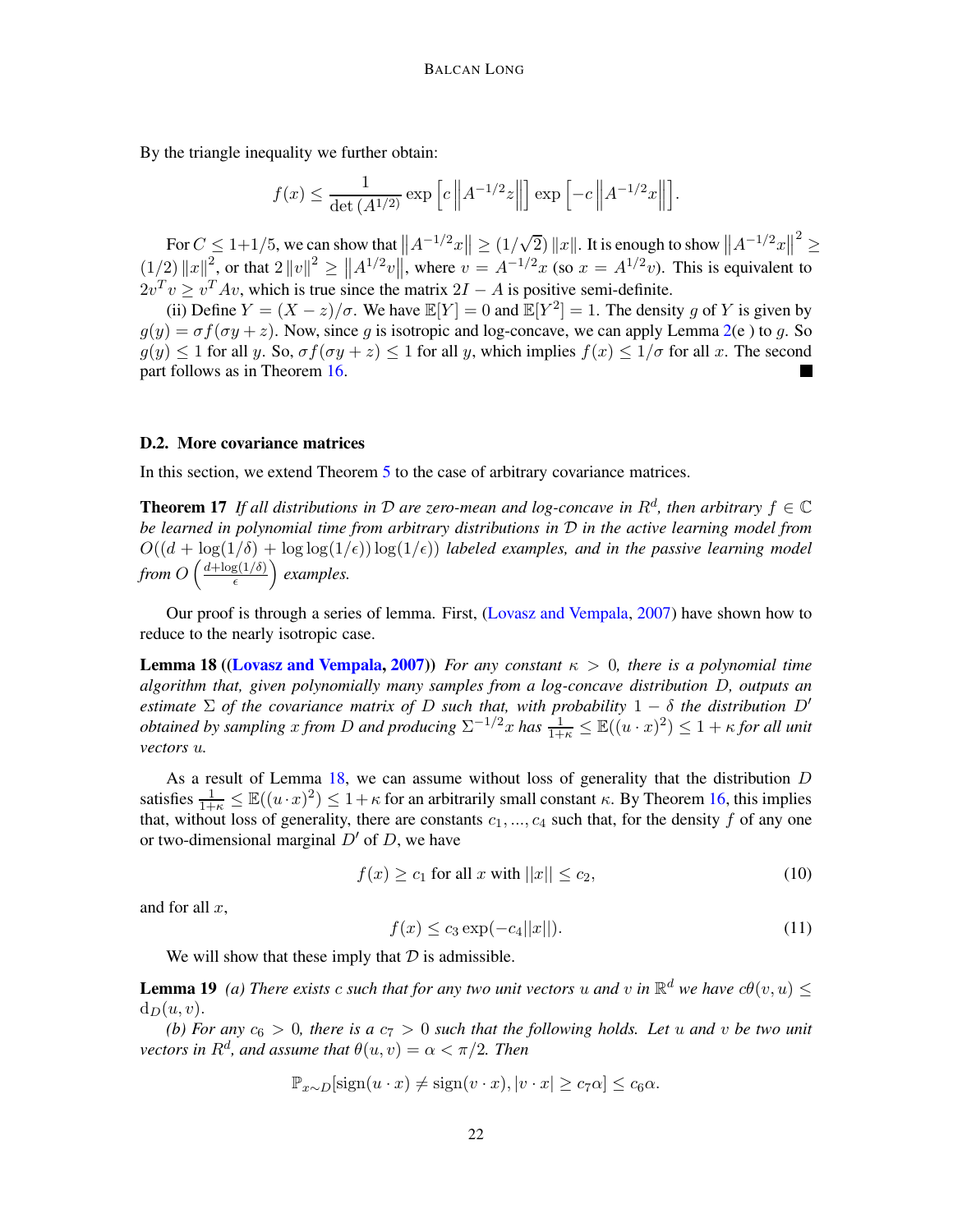By the triangle inequality we further obtain:

$$f(x) \leq \frac{1}{\det\left(A^{1/2}\right)} \exp\left[c\left\|A^{-1/2}z\right\|\right] \exp\left[-c\left\|A^{-1/2}x\right\|\right].$$

For $C \leq 1+1/5$, we can show that $\left\|A^{-1/2}x\right\| \geq (1/\sqrt{2})\left\|x\right\|$. It is enough to show $\left\|A^{-1/2}x\right\|^2 \geq (1/2)\left\|x\right\|^2$, or that $2\left\|v\right\|^2 \geq \left\|A^{1/2}v\right\|$, where $v = A^{-1/2}x$ (so $x = A^{1/2}v$). This is equivalent to $2v^Tv \geq v^TAv$, which is true since the matrix $2I - A$ is positive semi-definite.

(ii) Define $Y = (X - z)/\sigma$. We have $\mathbb{E}[Y] = 0$ and $\mathbb{E}[Y^2] = 1$. The density $g$ of $Y$ is given by $g(y) = \sigma f(\sigma y + z)$. Now, since $g$ is isotropic and log-concave, we can apply Lemma 2(e ) to $g$. So $g(y) \leq 1$ for all $y$. So, $\sigma f(\sigma y + z) \leq 1$ for all $y$, which implies $f(x) \leq 1/\sigma$ for all $x$. The second part follows as in Theorem 16. ∎

### D.2. More covariance matrices

In this section, we extend Theorem 5 to the case of arbitrary covariance matrices.

**Theorem 17** *If all distributions in $\mathcal{D}$ are zero-mean and log-concave in $R^d$, then arbitrary $f \in \mathbb{C}$ be learned in polynomial time from arbitrary distributions in $\mathcal{D}$ in the active learning model from $O((d + \log(1/\delta) + \log\log(1/\epsilon))\log(1/\epsilon))$ labeled examples, and in the passive learning model from $O\left(\frac{d+\log(1/\delta)}{\epsilon}\right)$ examples.*

Our proof is through a series of lemma. First, (Lovasz and Vempala, 2007) have shown how to reduce to the nearly isotropic case.

**Lemma 18 ((Lovasz and Vempala, 2007))** *For any constant $\kappa > 0$, there is a polynomial time algorithm that, given polynomially many samples from a log-concave distribution $D$, outputs an estimate $\Sigma$ of the covariance matrix of $D$ such that, with probability $1 - \delta$ the distribution $D'$ obtained by sampling $x$ from $D$ and producing $\Sigma^{-1/2}x$ has $\frac{1}{1+\kappa} \leq \mathbb{E}((u \cdot x)^2) \leq 1 + \kappa$ for all unit vectors $u$.*

As a result of Lemma 18, we can assume without loss of generality that the distribution $D$ satisfies $\frac{1}{1+\kappa} \leq \mathbb{E}((u \cdot x)^2) \leq 1 + \kappa$ for an arbitrarily small constant $\kappa$. By Theorem 16, this implies that, without loss of generality, there are constants $c_1, ..., c_4$ such that, for the density $f$ of any one or two-dimensional marginal $D'$ of $D$, we have

$$f(x) \geq c_1 \text{ for all } x \text{ with } ||x|| \leq c_2, \tag{10}$$

and for all $x$,

$$f(x) \leq c_3 \exp(-c_4||x||). \tag{11}$$

We will show that these imply that $\mathcal{D}$ is admissible.

**Lemma 19** *(a) There exists $c$ such that for any two unit vectors $u$ and $v$ in $\mathbb{R}^d$ we have $c\theta(v, u) \leq \mathrm{d}_D(u, v)$.*

*(b) For any $c_6 > 0$, there is a $c_7 > 0$ such that the following holds. Let $u$ and $v$ be two unit vectors in $R^d$, and assume that $\theta(u, v) = \alpha < \pi/2$. Then*

$$\mathbb{P}_{x \sim D}[\mathrm{sign}(u \cdot x) \neq \mathrm{sign}(v \cdot x), |v \cdot x| \geq c_7\alpha] \leq c_6\alpha.$$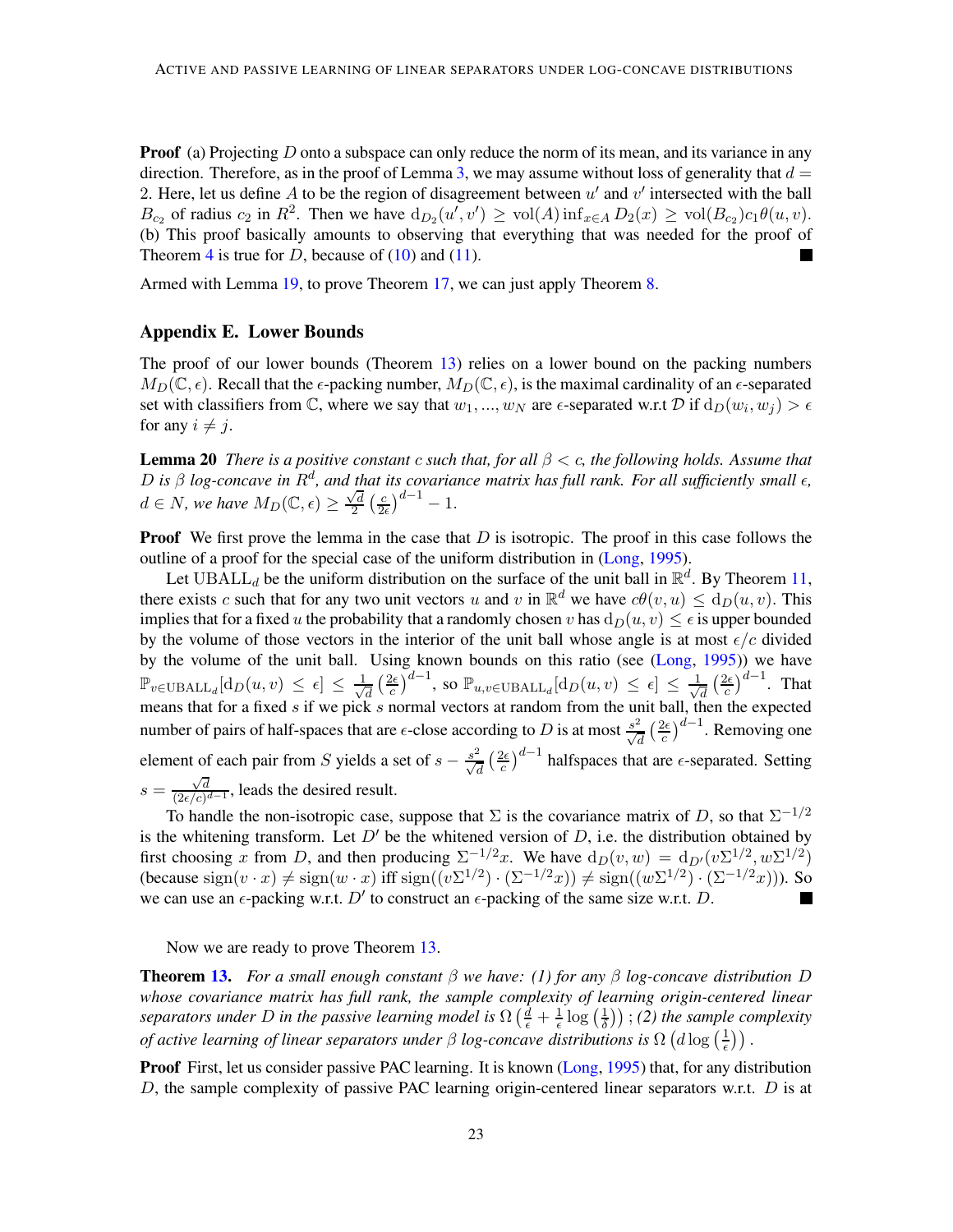**Proof** (a) Projecting $D$ onto a subspace can only reduce the norm of its mean, and its variance in any direction. Therefore, as in the proof of Lemma 3, we may assume without loss of generality that $d = 2$. Here, let us define $A$ to be the region of disagreement between $u'$ and $v'$ intersected with the ball $B_{c_2}$ of radius $c_2$ in $R^2$. Then we have $\mathrm{d}_{D_2}(u', v') \geq \mathrm{vol}(A) \inf_{x \in A} D_2(x) \geq \mathrm{vol}(B_{c_2}) c_1 \theta(u, v)$.
(b) This proof basically amounts to observing that everything that was needed for the proof of Theorem 4 is true for $D$, because of (10) and (11). ■

Armed with Lemma 19, to prove Theorem 17, we can just apply Theorem 8.

## Appendix E. Lower Bounds

The proof of our lower bounds (Theorem 13) relies on a lower bound on the packing numbers $M_D(\mathbb{C}, \epsilon)$. Recall that the $\epsilon$-packing number, $M_D(\mathbb{C}, \epsilon)$, is the maximal cardinality of an $\epsilon$-separated set with classifiers from $\mathbb{C}$, where we say that $w_1, ..., w_N$ are $\epsilon$-separated w.r.t $\mathcal{D}$ if $\mathrm{d}_D(w_i, w_j) > \epsilon$ for any $i \neq j$.

**Lemma 20** *There is a positive constant $c$ such that, for all $\beta < c$, the following holds. Assume that $D$ is $\beta$ log-concave in $R^d$, and that its covariance matrix has full rank. For all sufficiently small $\epsilon$, $d \in N$, we have $M_D(\mathbb{C}, \epsilon) \geq \frac{\sqrt{d}}{2} \left(\frac{c}{2\epsilon}\right)^{d-1} - 1$.*

**Proof** We first prove the lemma in the case that $D$ is isotropic. The proof in this case follows the outline of a proof for the special case of the uniform distribution in (Long, 1995).

Let $\mathrm{UBALL}_d$ be the uniform distribution on the surface of the unit ball in $\mathbb{R}^d$. By Theorem 11, there exists $c$ such that for any two unit vectors $u$ and $v$ in $\mathbb{R}^d$ we have $c\theta(v, u) \leq \mathrm{d}_D(u, v)$. This implies that for a fixed $u$ the probability that a randomly chosen $v$ has $\mathrm{d}_D(u, v) \leq \epsilon$ is upper bounded by the volume of those vectors in the interior of the unit ball whose angle is at most $\epsilon/c$ divided by the volume of the unit ball. Using known bounds on this ratio (see (Long, 1995)) we have $\mathbb{P}_{v \in \mathrm{UBALL}_d}[\mathrm{d}_D(u, v) \leq \epsilon] \leq \frac{1}{\sqrt{d}} \left(\frac{2\epsilon}{c}\right)^{d-1}$, so $\mathbb{P}_{u,v \in \mathrm{UBALL}_d}[\mathrm{d}_D(u, v) \leq \epsilon] \leq \frac{1}{\sqrt{d}} \left(\frac{2\epsilon}{c}\right)^{d-1}$. That means that for a fixed $s$ if we pick $s$ normal vectors at random from the unit ball, then the expected number of pairs of half-spaces that are $\epsilon$-close according to $D$ is at most $\frac{s^2}{\sqrt{d}} \left(\frac{2\epsilon}{c}\right)^{d-1}$. Removing one element of each pair from $S$ yields a set of $s - \frac{s^2}{\sqrt{d}} \left(\frac{2\epsilon}{c}\right)^{d-1}$ halfspaces that are $\epsilon$-separated. Setting $s = \frac{\sqrt{d}}{(2\epsilon/c)^{d-1}}$, leads the desired result.

To handle the non-isotropic case, suppose that $\Sigma$ is the covariance matrix of $D$, so that $\Sigma^{-1/2}$ is the whitening transform. Let $D'$ be the whitened version of $D$, i.e. the distribution obtained by first choosing $x$ from $D$, and then producing $\Sigma^{-1/2}x$. We have $\mathrm{d}_D(v, w) = \mathrm{d}_{D'}(v\Sigma^{1/2}, w\Sigma^{1/2})$ (because $\mathrm{sign}(v \cdot x) \neq \mathrm{sign}(w \cdot x)$ iff $\mathrm{sign}((v\Sigma^{1/2}) \cdot (\Sigma^{-1/2}x)) \neq \mathrm{sign}((w\Sigma^{1/2}) \cdot (\Sigma^{-1/2}x))$). So we can use an $\epsilon$-packing w.r.t. $D'$ to construct an $\epsilon$-packing of the same size w.r.t. $D$. ■

Now we are ready to prove Theorem 13.

**Theorem 13.** *For a small enough constant $\beta$ we have: (1) for any $\beta$ log-concave distribution $D$ whose covariance matrix has full rank, the sample complexity of learning origin-centered linear separators under $D$ in the passive learning model is $\Omega\left(\frac{d}{\epsilon} + \frac{1}{\epsilon} \log\left(\frac{1}{\delta}\right)\right)$; (2) the sample complexity of active learning of linear separators under $\beta$ log-concave distributions is $\Omega\left(d \log\left(\frac{1}{\epsilon}\right)\right)$.*

**Proof** First, let us consider passive PAC learning. It is known (Long, 1995) that, for any distribution $D$, the sample complexity of passive PAC learning origin-centered linear separators w.r.t. $D$ is at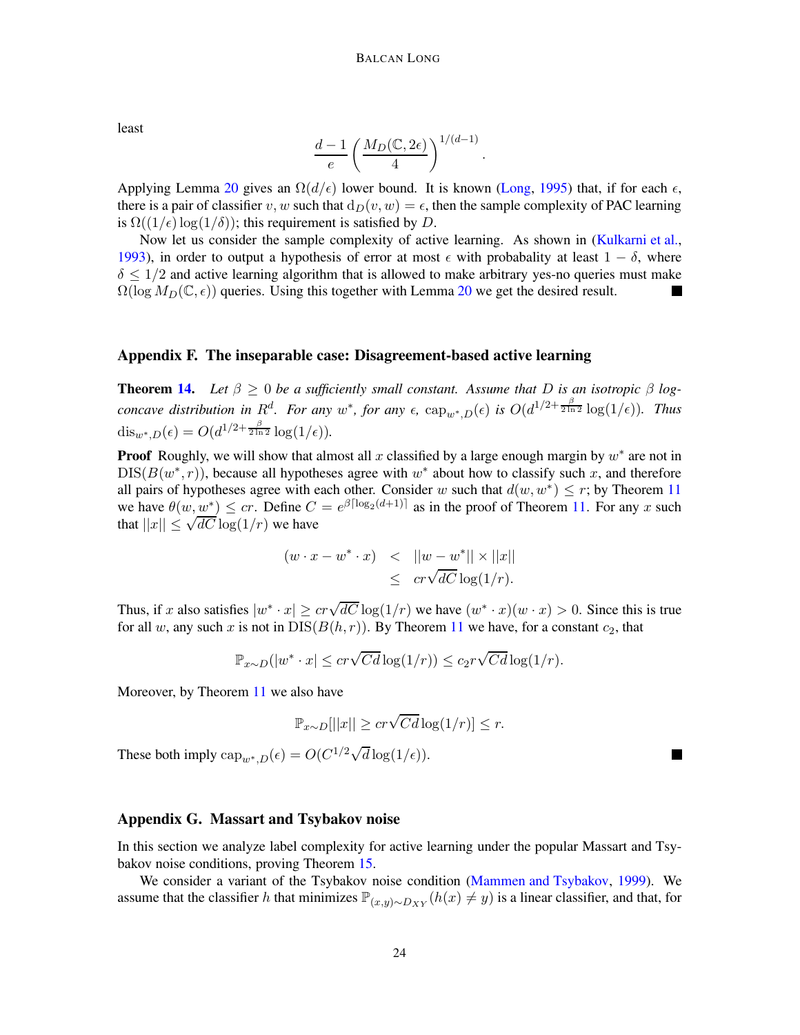least

$$\frac{d-1}{e}\left(\frac{M_D(\mathbb{C}, 2\epsilon)}{4}\right)^{1/(d-1)}.$$

Applying Lemma 20 gives an $\Omega(d/\epsilon)$ lower bound. It is known (Long, 1995) that, if for each $\epsilon$, there is a pair of classifier $v, w$ such that $\mathrm{d}_D(v, w) = \epsilon$, then the sample complexity of PAC learning is $\Omega((1/\epsilon)\log(1/\delta))$; this requirement is satisfied by $D$.

Now let us consider the sample complexity of active learning. As shown in (Kulkarni et al., 1993), in order to output a hypothesis of error at most $\epsilon$ with probability at least $1-\delta$, where $\delta \leq 1/2$ and active learning algorithm that is allowed to make arbitrary yes-no queries must make $\Omega(\log M_D(\mathbb{C}, \epsilon))$ queries. Using this together with Lemma 20 we get the desired result. ■

## Appendix F. The inseparable case: Disagreement-based active learning

**Theorem 14.** *Let $\beta \geq 0$ be a sufficiently small constant. Assume that $D$ is an isotropic $\beta$ log-concave distribution in $R^d$. For any $w^*$, for any $\epsilon$, $\mathrm{cap}_{w^*,D}(\epsilon)$ is $O(d^{1/2+\frac{\beta}{2\ln 2}}\log(1/\epsilon))$. Thus $\mathrm{dis}_{w^*,D}(\epsilon) = O(d^{1/2+\frac{\beta}{2\ln 2}}\log(1/\epsilon))$.*

**Proof** Roughly, we will show that almost all $x$ classified by a large enough margin by $w^*$ are not in $\mathrm{DIS}(B(w^*, r))$, because all hypotheses agree with $w^*$ about how to classify such $x$, and therefore all pairs of hypotheses agree with each other. Consider $w$ such that $d(w, w^*) \leq r$; by Theorem 11 we have $\theta(w, w^*) \leq cr$. Define $C = e^{\beta\lceil \log_2(d+1)\rceil}$ as in the proof of Theorem 11. For any $x$ such that $||x|| \leq \sqrt{dC}\log(1/r)$ we have

$$\begin{aligned}(w \cdot x - w^* \cdot x) &< ||w - w^*|| \times ||x|| \\ &\leq cr\sqrt{dC}\log(1/r).\end{aligned}$$

Thus, if $x$ also satisfies $|w^* \cdot x| \geq cr\sqrt{dC}\log(1/r)$ we have $(w^* \cdot x)(w \cdot x) > 0$. Since this is true for all $w$, any such $x$ is not in $\mathrm{DIS}(B(h, r))$. By Theorem 11 we have, for a constant $c_2$, that

$$\mathbb{P}_{x\sim D}(|w^* \cdot x| \leq cr\sqrt{Cd}\log(1/r)) \leq c_2 r\sqrt{Cd}\log(1/r).$$

Moreover, by Theorem 11 we also have

$$\mathbb{P}_{x\sim D}[||x|| \geq cr\sqrt{Cd}\log(1/r)] \leq r.$$

These both imply $\mathrm{cap}_{w^*,D}(\epsilon) = O(C^{1/2}\sqrt{d}\log(1/\epsilon))$. ■

## Appendix G. Massart and Tsybakov noise

In this section we analyze label complexity for active learning under the popular Massart and Tsybakov noise conditions, proving Theorem 15.

We consider a variant of the Tsybakov noise condition (Mammen and Tsybakov, 1999). We assume that the classifier $h$ that minimizes $\mathbb{P}_{(x,y)\sim D_{XY}}(h(x) \neq y)$ is a linear classifier, and that, for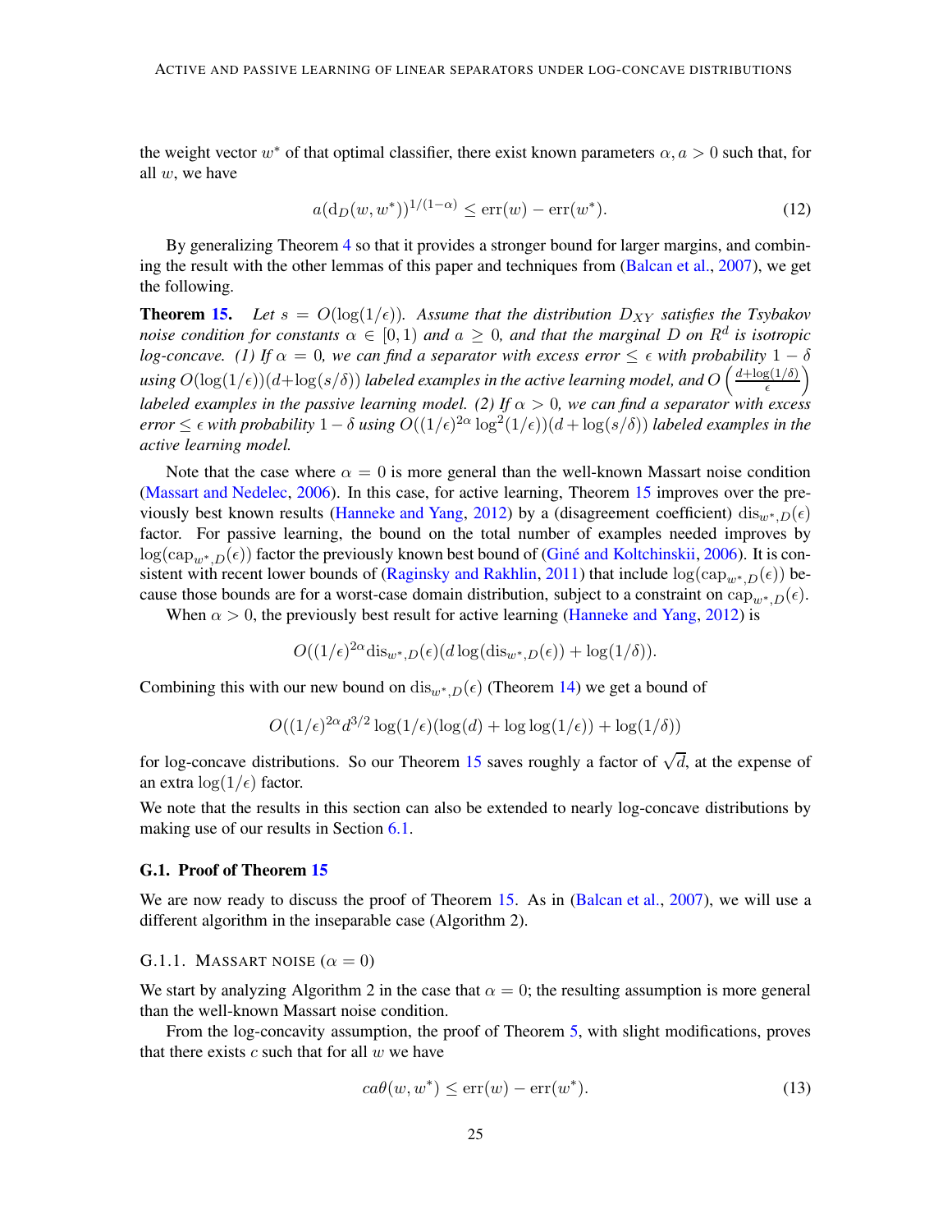the weight vector $w^*$ of that optimal classifier, there exist known parameters $\alpha, a > 0$ such that, for all $w$, we have

$$a(\mathrm{d}_D(w, w^*))^{1/(1-\alpha)} \leq \mathrm{err}(w) - \mathrm{err}(w^*). \tag{12}$$

By generalizing Theorem 4 so that it provides a stronger bound for larger margins, and combining the result with the other lemmas of this paper and techniques from (Balcan et al., 2007), we get the following.

**Theorem 15.** *Let $s = O(\log(1/\epsilon))$. Assume that the distribution $D_{XY}$ satisfies the Tsybakov noise condition for constants $\alpha \in [0, 1)$ and $a \geq 0$, and that the marginal $D$ on $R^d$ is isotropic log-concave. (1) If $\alpha = 0$, we can find a separator with excess error $\leq \epsilon$ with probability $1 - \delta$ using $O(\log(1/\epsilon))(d + \log(s/\delta))$ labeled examples in the active learning model, and $O\left(\frac{d+\log(1/\delta)}{\epsilon}\right)$ labeled examples in the passive learning model. (2) If $\alpha > 0$, we can find a separator with excess error $\leq \epsilon$ with probability $1 - \delta$ using $O((1/\epsilon)^{2\alpha} \log^2(1/\epsilon))(d + \log(s/\delta))$ labeled examples in the active learning model.*

Note that the case where $\alpha = 0$ is more general than the well-known Massart noise condition (Massart and Nedelec, 2006). In this case, for active learning, Theorem 15 improves over the previously best known results (Hanneke and Yang, 2012) by a (disagreement coefficient) $\mathrm{dis}_{w^*,D}(\epsilon)$ factor. For passive learning, the bound on the total number of examples needed improves by $\log(\mathrm{cap}_{w^*,D}(\epsilon))$ factor the previously known best bound of (Giné and Koltchinskii, 2006). It is consistent with recent lower bounds of (Raginsky and Rakhlin, 2011) that include $\log(\mathrm{cap}_{w^*,D}(\epsilon))$ because those bounds are for a worst-case domain distribution, subject to a constraint on $\mathrm{cap}_{w^*,D}(\epsilon)$.

When $\alpha > 0$, the previously best result for active learning (Hanneke and Yang, 2012) is

$$O((1/\epsilon)^{2\alpha} \mathrm{dis}_{w^*,D}(\epsilon)(d \log(\mathrm{dis}_{w^*,D}(\epsilon)) + \log(1/\delta)).$$

Combining this with our new bound on $\mathrm{dis}_{w^*,D}(\epsilon)$ (Theorem 14) we get a bound of

$$O((1/\epsilon)^{2\alpha} d^{3/2} \log(1/\epsilon)(\log(d) + \log\log(1/\epsilon)) + \log(1/\delta))$$

for log-concave distributions. So our Theorem 15 saves roughly a factor of $\sqrt{d}$, at the expense of an extra $\log(1/\epsilon)$ factor.

We note that the results in this section can also be extended to nearly log-concave distributions by making use of our results in Section 6.1.

## G.1. Proof of Theorem 15

We are now ready to discuss the proof of Theorem 15. As in (Balcan et al., 2007), we will use a different algorithm in the inseparable case (Algorithm 2).

### G.1.1. Massart noise ($\alpha = 0$)

We start by analyzing Algorithm 2 in the case that $\alpha = 0$; the resulting assumption is more general than the well-known Massart noise condition.

From the log-concavity assumption, the proof of Theorem 5, with slight modifications, proves that there exists $c$ such that for all $w$ we have

$$ca\theta(w, w^*) \leq \mathrm{err}(w) - \mathrm{err}(w^*). \tag{13}$$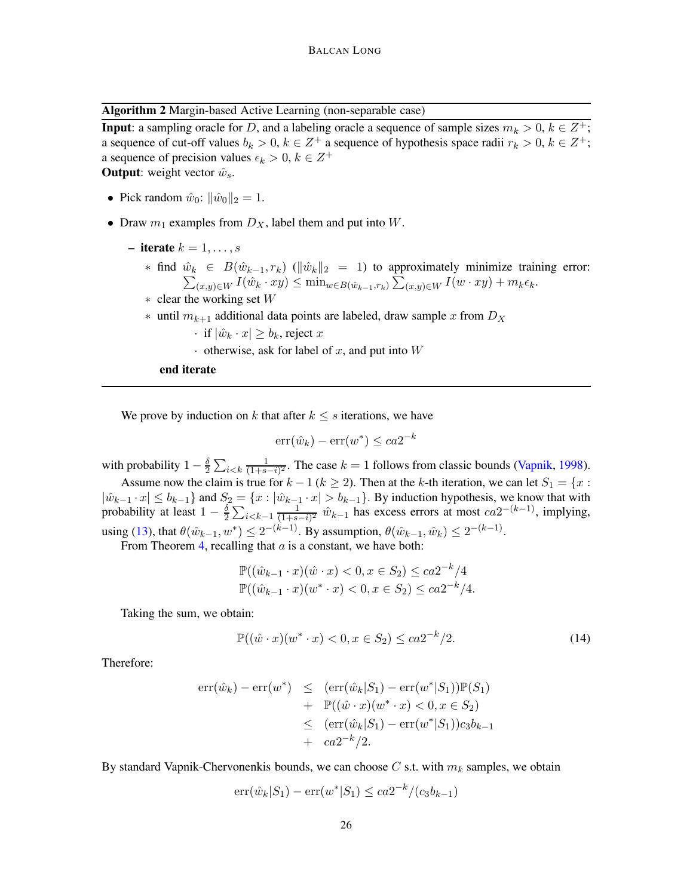**Algorithm 2** Margin-based Active Learning (non-separable case)

**Input**: a sampling oracle for $D$, and a labeling oracle a sequence of sample sizes $m_k > 0$, $k \in Z^+$; a sequence of cut-off values $b_k > 0$, $k \in Z^+$ a sequence of hypothesis space radii $r_k > 0$, $k \in Z^+$; a sequence of precision values $\epsilon_k > 0$, $k \in Z^+$

**Output**: weight vector $\hat{w}_s$.

- Pick random $\hat{w}_0$: $\|\hat{w}_0\|_2 = 1$.
- Draw $m_1$ examples from $D_X$, label them and put into $W$.
  - **iterate** $k = 1, \ldots, s$
    - find $\hat{w}_k \in B(\hat{w}_{k-1}, r_k)$ ($\|\hat{w}_k\|_2 = 1$) to approximately minimize training error: $\sum_{(x,y)\in W} I(\hat{w}_k \cdot xy) \le \min_{w \in B(\hat{w}_{k-1}, r_k)} \sum_{(x,y)\in W} I(w \cdot xy) + m_k \epsilon_k$.
    - clear the working set $W$
    - until $m_{k+1}$ additional data points are labeled, draw sample $x$ from $D_X$
      - if $|\hat{w}_k \cdot x| \ge b_k$, reject $x$
      - otherwise, ask for label of $x$, and put into $W$

    **end iterate**

We prove by induction on $k$ that after $k \le s$ iterations, we have

$$\text{err}(\hat{w}_k) - \text{err}(w^*) \le ca2^{-k}$$

with probability $1 - \frac{\delta}{2} \sum_{i<k} \frac{1}{(1+s-i)^2}$. The case $k = 1$ follows from classic bounds (Vapnik, 1998).

Assume now the claim is true for $k-1$ ($k \ge 2$). Then at the $k$-th iteration, we can let $S_1 = \{x : |\hat{w}_{k-1} \cdot x| \le b_{k-1}\}$ and $S_2 = \{x : |\hat{w}_{k-1} \cdot x| > b_{k-1}\}$. By induction hypothesis, we know that with probability at least $1 - \frac{\delta}{2} \sum_{i<k-1} \frac{1}{(1+s-i)^2}$ $\hat{w}_{k-1}$ has excess errors at most $ca2^{-(k-1)}$, implying, using (13), that $\theta(\hat{w}_{k-1}, w^*) \le 2^{-(k-1)}$. By assumption, $\theta(\hat{w}_{k-1}, \hat{w}_k) \le 2^{-(k-1)}$.

From Theorem 4, recalling that $a$ is a constant, we have both:

$$\mathbb{P}((\hat{w}_{k-1} \cdot x)(\hat{w} \cdot x) < 0, x \in S_2) \le ca2^{-k}/4$$
$$\mathbb{P}((\hat{w}_{k-1} \cdot x)(w^* \cdot x) < 0, x \in S_2) \le ca2^{-k}/4.$$

Taking the sum, we obtain:

$$\mathbb{P}((\hat{w} \cdot x)(w^* \cdot x) < 0, x \in S_2) \le ca2^{-k}/2. \tag{14}$$

Therefore:

$$\begin{aligned}
\text{err}(\hat{w}_k) - \text{err}(w^*) &\le (\text{err}(\hat{w}_k|S_1) - \text{err}(w^*|S_1))\mathbb{P}(S_1) \\
&+ \mathbb{P}((\hat{w} \cdot x)(w^* \cdot x) < 0, x \in S_2) \\
&\le (\text{err}(\hat{w}_k|S_1) - \text{err}(w^*|S_1))c_3 b_{k-1} \\
&+ ca2^{-k}/2.
\end{aligned}$$

By standard Vapnik-Chervonenkis bounds, we can choose $C$ s.t. with $m_k$ samples, we obtain

$$\text{err}(\hat{w}_k|S_1) - \text{err}(w^*|S_1) \le ca2^{-k}/(c_3 b_{k-1})$$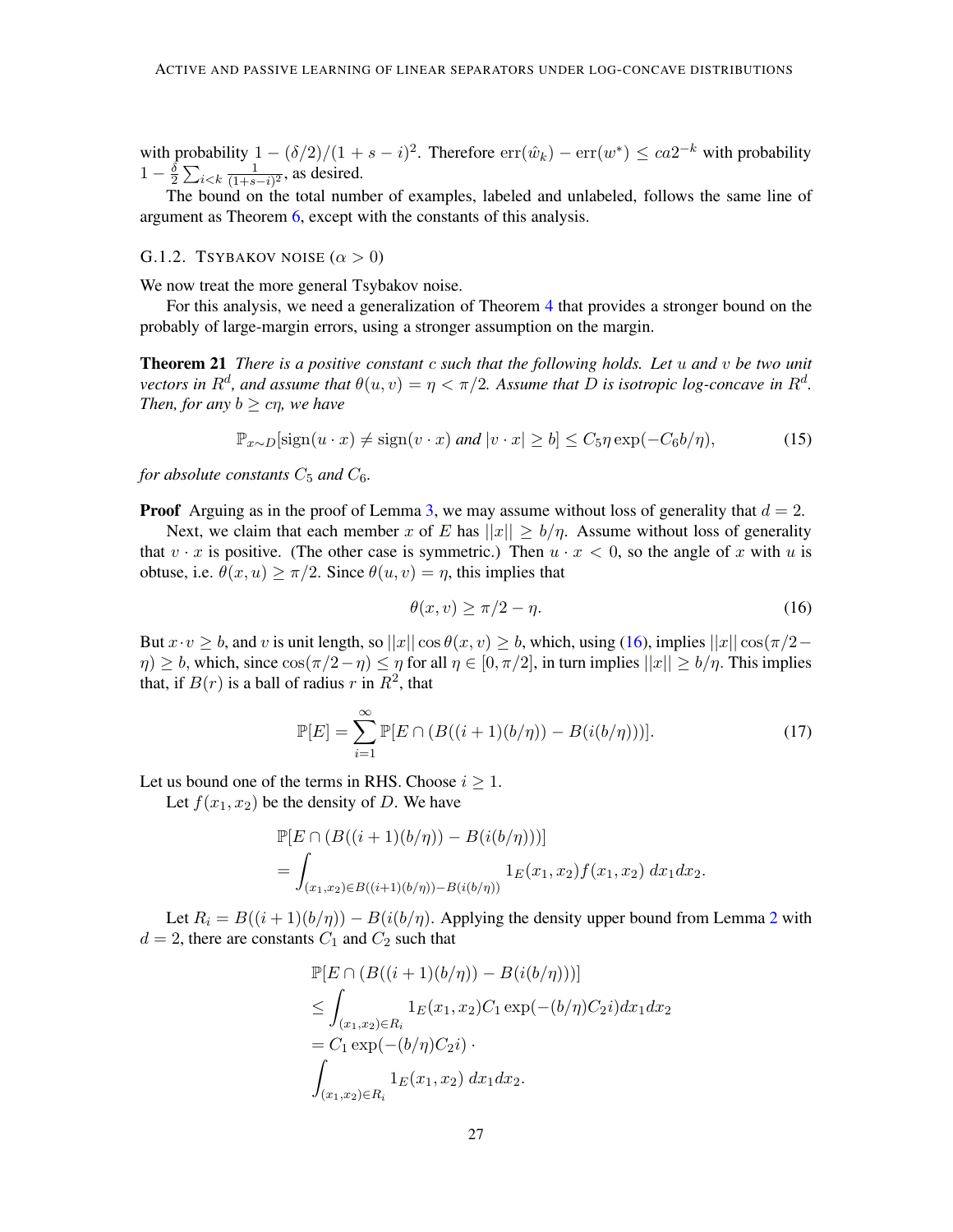with probability $1 - (\delta/2)/(1 + s - i)^2$. Therefore $\mathrm{err}(\hat{w}_k) - \mathrm{err}(w^*) \leq ca2^{-k}$ with probability $1 - \frac{\delta}{2} \sum_{i<k} \frac{1}{(1+s-i)^2}$, as desired.

The bound on the total number of examples, labeled and unlabeled, follows the same line of argument as Theorem 6, except with the constants of this analysis.

#### G.1.2. Tsybakov noise ($\alpha > 0$)

We now treat the more general Tsybakov noise.

For this analysis, we need a generalization of Theorem 4 that provides a stronger bound on the probably of large-margin errors, using a stronger assumption on the margin.

**Theorem 21** *There is a positive constant $c$ such that the following holds. Let $u$ and $v$ be two unit vectors in $R^d$, and assume that $\theta(u, v) = \eta < \pi/2$. Assume that $D$ is isotropic log-concave in $R^d$. Then, for any $b \geq c\eta$, we have*

$$\mathbb{P}_{x \sim D}[\mathrm{sign}(u \cdot x) \neq \mathrm{sign}(v \cdot x) \text{ and } |v \cdot x| \geq b] \leq C_5 \eta \exp(-C_6 b/\eta), \tag{15}$$

*for absolute constants $C_5$ and $C_6$.*

**Proof** Arguing as in the proof of Lemma 3, we may assume without loss of generality that $d = 2$.

Next, we claim that each member $x$ of $E$ has $||x|| \geq b/\eta$. Assume without loss of generality that $v \cdot x$ is positive. (The other case is symmetric.) Then $u \cdot x < 0$, so the angle of $x$ with $u$ is obtuse, i.e. $\theta(x, u) \geq \pi/2$. Since $\theta(u, v) = \eta$, this implies that

$$\theta(x, v) \geq \pi/2 - \eta. \tag{16}$$

But $x \cdot v \geq b$, and $v$ is unit length, so $||x|| \cos \theta(x, v) \geq b$, which, using (16), implies $||x|| \cos(\pi/2 - \eta) \geq b$, which, since $\cos(\pi/2 - \eta) \leq \eta$ for all $\eta \in [0, \pi/2]$, in turn implies $||x|| \geq b/\eta$. This implies that, if $B(r)$ is a ball of radius $r$ in $R^2$, that

$$\mathbb{P}[E] = \sum_{i=1}^{\infty} \mathbb{P}[E \cap (B((i+1)(b/\eta)) - B(i(b/\eta)))]. \tag{17}$$

Let us bound one of the terms in RHS. Choose $i \geq 1$.

Let $f(x_1, x_2)$ be the density of $D$. We have

$$\begin{aligned}
&\mathbb{P}[E \cap (B((i+1)(b/\eta)) - B(i(b/\eta)))] \\
&= \int_{(x_1,x_2) \in B((i+1)(b/\eta)) - B(i(b/\eta))} 1_E(x_1, x_2) f(x_1, x_2) \, dx_1 dx_2.
\end{aligned}$$

Let $R_i = B((i+1)(b/\eta)) - B(i(b/\eta)$. Applying the density upper bound from Lemma 2 with $d = 2$, there are constants $C_1$ and $C_2$ such that

$$\begin{aligned}
&\mathbb{P}[E \cap (B((i+1)(b/\eta)) - B(i(b/\eta)))] \\
&\leq \int_{(x_1,x_2) \in R_i} 1_E(x_1, x_2) C_1 \exp(-(b/\eta) C_2 i) dx_1 dx_2 \\
&= C_1 \exp(-(b/\eta) C_2 i) \cdot \\
&\int_{(x_1,x_2) \in R_i} 1_E(x_1, x_2) \, dx_1 dx_2.
\end{aligned}$$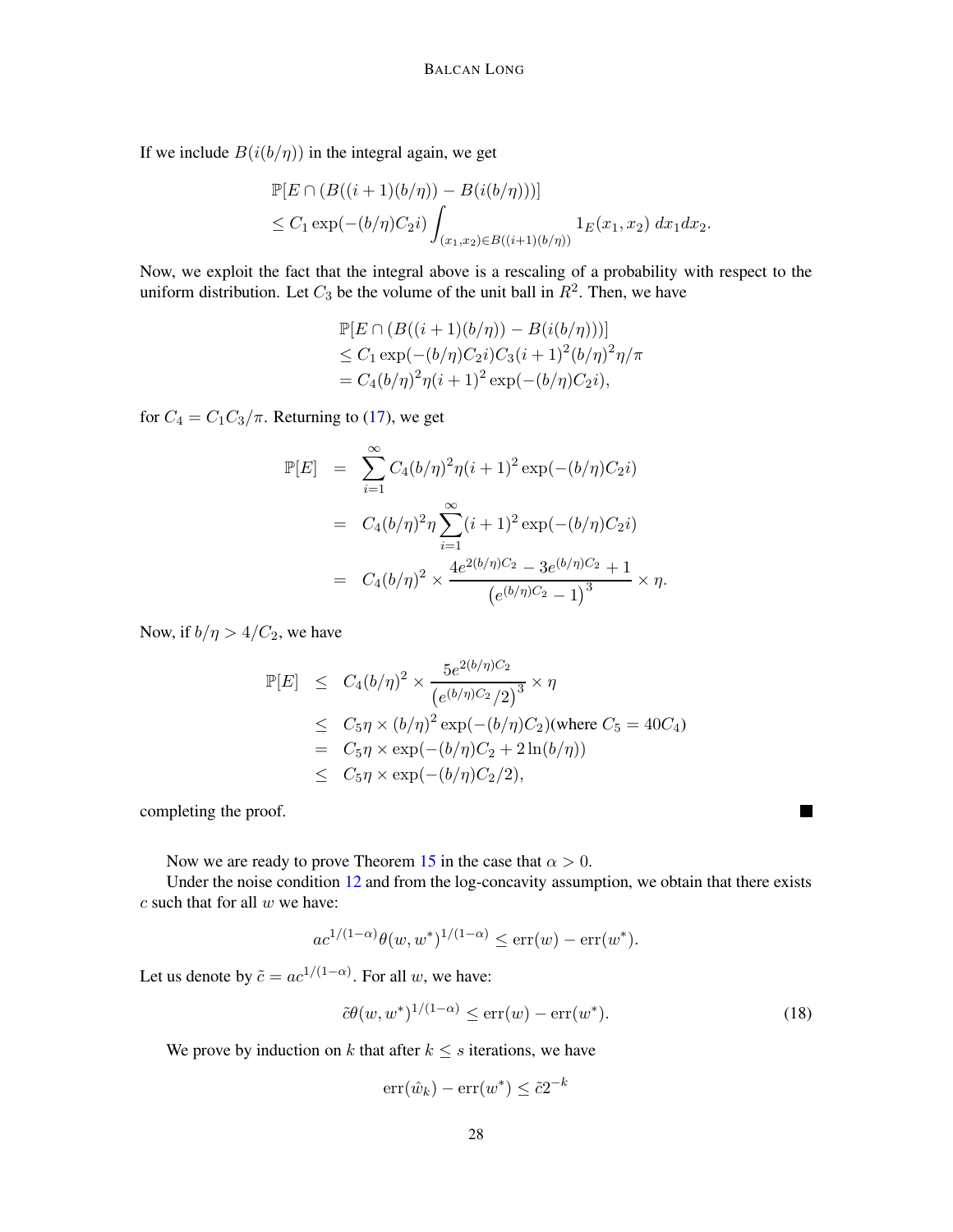If we include $B(i(b/\eta))$ in the integral again, we get

$$
\begin{aligned}
&\mathbb{P}[E \cap (B((i+1)(b/\eta)) - B(i(b/\eta)))] \\
&\leq C_1 \exp(-(b/\eta)C_2 i) \int_{(x_1,x_2)\in B((i+1)(b/\eta))} 1_E(x_1, x_2)\ dx_1 dx_2.
\end{aligned}
$$

Now, we exploit the fact that the integral above is a rescaling of a probability with respect to the uniform distribution. Let $C_3$ be the volume of the unit ball in $R^2$. Then, we have

$$
\begin{aligned}
&\mathbb{P}[E \cap (B((i+1)(b/\eta)) - B(i(b/\eta)))] \\
&\leq C_1 \exp(-(b/\eta)C_2 i) C_3 (i+1)^2 (b/\eta)^2 \eta/\pi \\
&= C_4 (b/\eta)^2 \eta (i+1)^2 \exp(-(b/\eta)C_2 i),
\end{aligned}
$$

for $C_4 = C_1 C_3/\pi$. Returning to (17), we get

$$
\begin{aligned}
\mathbb{P}[E] &= \sum_{i=1}^{\infty} C_4 (b/\eta)^2 \eta (i+1)^2 \exp(-(b/\eta)C_2 i) \\
&= C_4 (b/\eta)^2 \eta \sum_{i=1}^{\infty} (i+1)^2 \exp(-(b/\eta)C_2 i) \\
&= C_4 (b/\eta)^2 \times \frac{4e^{2(b/\eta)C_2} - 3e^{(b/\eta)C_2} + 1}{\left(e^{(b/\eta)C_2} - 1\right)^3} \times \eta.
\end{aligned}
$$

Now, if $b/\eta > 4/C_2$, we have

$$
\begin{aligned}
\mathbb{P}[E] &\leq C_4 (b/\eta)^2 \times \frac{5e^{2(b/\eta)C_2}}{\left(e^{(b/\eta)C_2}/2\right)^3} \times \eta \\
&\leq C_5 \eta \times (b/\eta)^2 \exp(-(b/\eta)C_2) (\text{where } C_5 = 40C_4) \\
&= C_5 \eta \times \exp(-(b/\eta)C_2 + 2\ln(b/\eta)) \\
&\leq C_5 \eta \times \exp(-(b/\eta)C_2/2),
\end{aligned}
$$

completing the proof. ∎

Now we are ready to prove Theorem 15 in the case that $\alpha > 0$.

Under the noise condition 12 and from the log-concavity assumption, we obtain that there exists $c$ such that for all $w$ we have:

$$
ac^{1/(1-\alpha)} \theta(w, w^*)^{1/(1-\alpha)} \leq \mathrm{err}(w) - \mathrm{err}(w^*).
$$

Let us denote by $\tilde{c} = ac^{1/(1-\alpha)}$. For all $w$, we have:

$$
\tilde{c}\theta(w, w^*)^{1/(1-\alpha)} \leq \mathrm{err}(w) - \mathrm{err}(w^*). \tag{18}
$$

We prove by induction on $k$ that after $k \leq s$ iterations, we have

$$
\mathrm{err}(\hat{w}_k) - \mathrm{err}(w^*) \leq \tilde{c} 2^{-k}
$$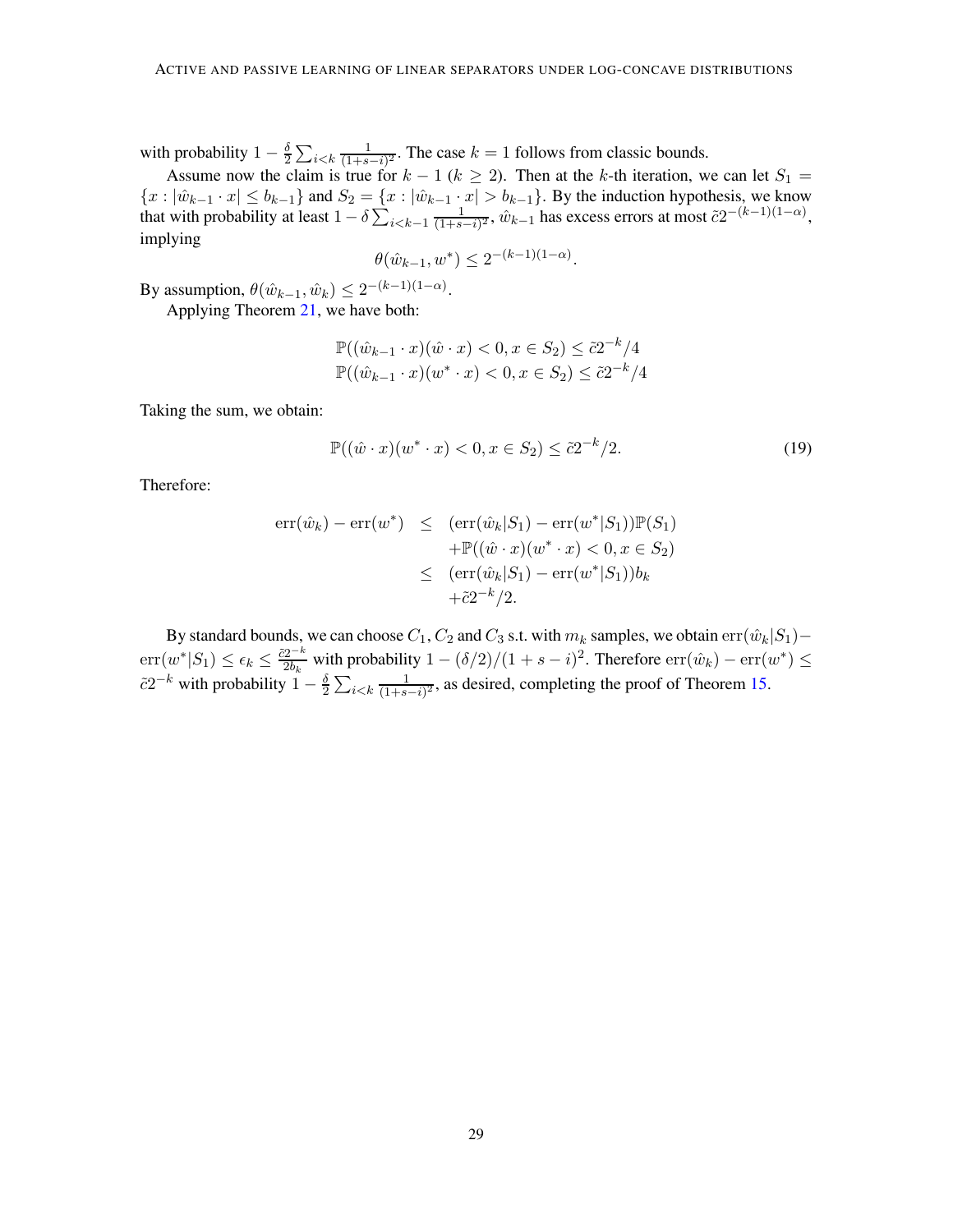with probability $1 - \frac{\delta}{2} \sum_{i<k} \frac{1}{(1+s-i)^2}$. The case $k = 1$ follows from classic bounds.

Assume now the claim is true for $k - 1$ ($k \geq 2$). Then at the $k$-th iteration, we can let $S_1 = \{x : |\hat{w}_{k-1} \cdot x| \leq b_{k-1}\}$ and $S_2 = \{x : |\hat{w}_{k-1} \cdot x| > b_{k-1}\}$. By the induction hypothesis, we know that with probability at least $1 - \delta \sum_{i<k-1} \frac{1}{(1+s-i)^2}$, $\hat{w}_{k-1}$ has excess errors at most $\tilde{c}2^{-(k-1)(1-\alpha)}$, implying

$$\theta(\hat{w}_{k-1}, w^*) \leq 2^{-(k-1)(1-\alpha)}.$$

By assumption, $\theta(\hat{w}_{k-1}, \hat{w}_k) \leq 2^{-(k-1)(1-\alpha)}$.

Applying Theorem 21, we have both:

$$\mathbb{P}((\hat{w}_{k-1} \cdot x)(\hat{w} \cdot x) < 0, x \in S_2) \leq \tilde{c}2^{-k}/4$$
$$\mathbb{P}((\hat{w}_{k-1} \cdot x)(w^* \cdot x) < 0, x \in S_2) \leq \tilde{c}2^{-k}/4$$

Taking the sum, we obtain:

$$\mathbb{P}((\hat{w} \cdot x)(w^* \cdot x) < 0, x \in S_2) \leq \tilde{c}2^{-k}/2. \tag{19}$$

Therefore:

$$\begin{aligned}
\text{err}(\hat{w}_k) - \text{err}(w^*) &\leq (\text{err}(\hat{w}_k|S_1) - \text{err}(w^*|S_1))\mathbb{P}(S_1) \\
&\quad + \mathbb{P}((\hat{w} \cdot x)(w^* \cdot x) < 0, x \in S_2) \\
&\leq (\text{err}(\hat{w}_k|S_1) - \text{err}(w^*|S_1))b_k \\
&\quad + \tilde{c}2^{-k}/2.
\end{aligned}$$

By standard bounds, we can choose $C_1, C_2$ and $C_3$ s.t. with $m_k$ samples, we obtain $\text{err}(\hat{w}_k|S_1) - \text{err}(w^*|S_1) \leq \epsilon_k \leq \frac{\tilde{c}2^{-k}}{2b_k}$ with probability $1 - (\delta/2)/(1 + s - i)^2$. Therefore $\text{err}(\hat{w}_k) - \text{err}(w^*) \leq \tilde{c}2^{-k}$ with probability $1 - \frac{\delta}{2} \sum_{i<k} \frac{1}{(1+s-i)^2}$, as desired, completing the proof of Theorem 15.